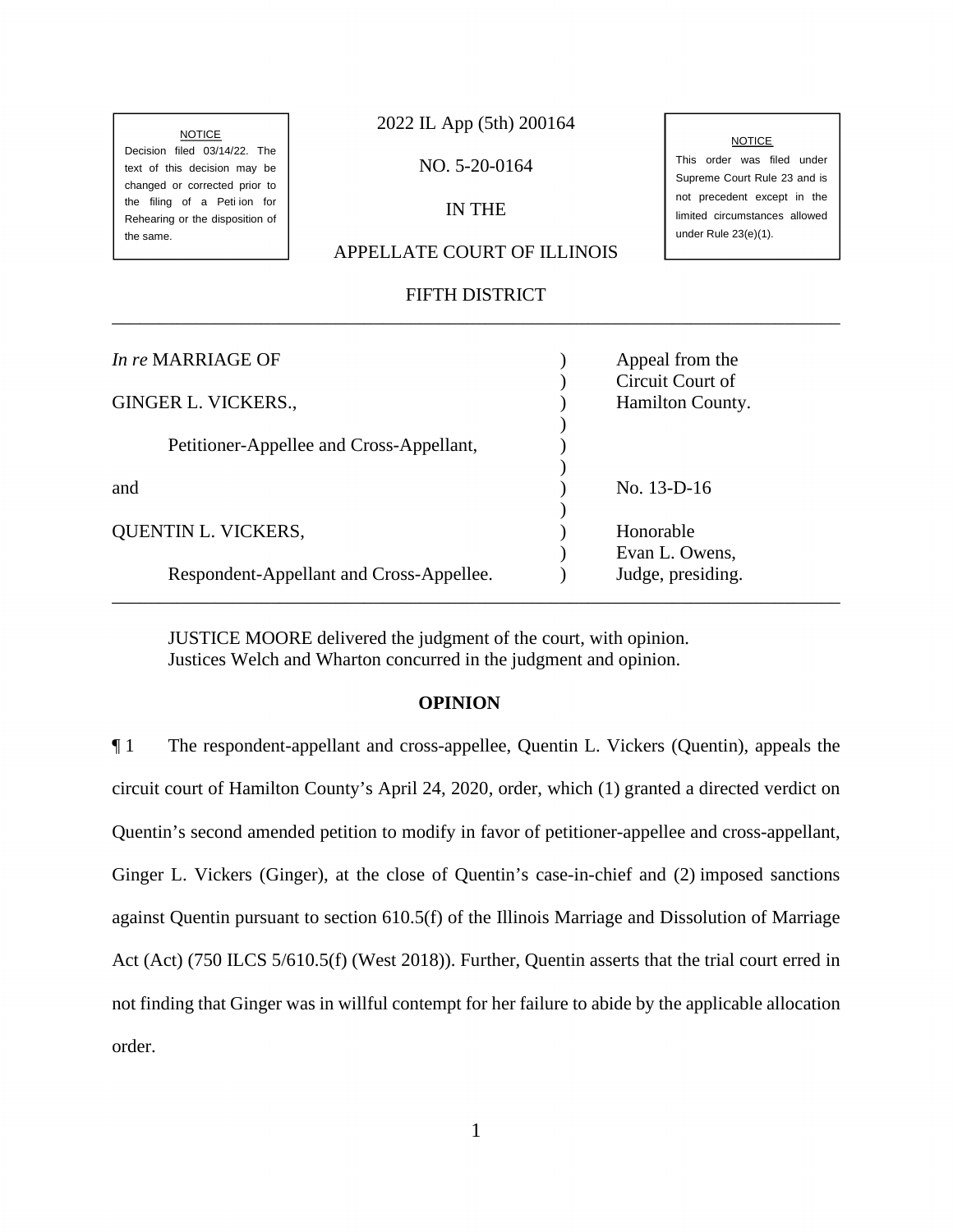NOTICE
Decision filed 03/14/22. The text of this decision may be changed or corrected prior to the filing of a Peti ion for Rehearing or the disposition of the same.

2022 IL App (5th) 200164

NO. 5-20-0164

IN THE

APPELLATE COURT OF ILLINOIS

FIFTH DISTRICT

NOTICE
This order was filed under Supreme Court Rule 23 and is not precedent except in the limited circumstances allowed under Rule 23(e)(1).

---

| | | |
|---|---|---|
| *In re* MARRIAGE OF | ) | Appeal from the |
| | ) | Circuit Court of |
| GINGER L. VICKERS., | ) | Hamilton County. |
| | ) | |
| Petitioner-Appellee and Cross-Appellant, | ) | |
| | ) | |
| and | ) | No. 13-D-16 |
| | ) | |
| QUENTIN L. VICKERS, | ) | Honorable |
| | ) | Evan L. Owens, |
| Respondent-Appellant and Cross-Appellee. | ) | Judge, presiding. |

---

JUSTICE MOORE delivered the judgment of the court, with opinion.
Justices Welch and Wharton concurred in the judgment and opinion.

**OPINION**

¶ 1 The respondent-appellant and cross-appellee, Quentin L. Vickers (Quentin), appeals the circuit court of Hamilton County's April 24, 2020, order, which (1) granted a directed verdict on Quentin's second amended petition to modify in favor of petitioner-appellee and cross-appellant, Ginger L. Vickers (Ginger), at the close of Quentin's case-in-chief and (2) imposed sanctions against Quentin pursuant to section 610.5(f) of the Illinois Marriage and Dissolution of Marriage Act (Act) (750 ILCS 5/610.5(f) (West 2018)). Further, Quentin asserts that the trial court erred in not finding that Ginger was in willful contempt for her failure to abide by the applicable allocation order.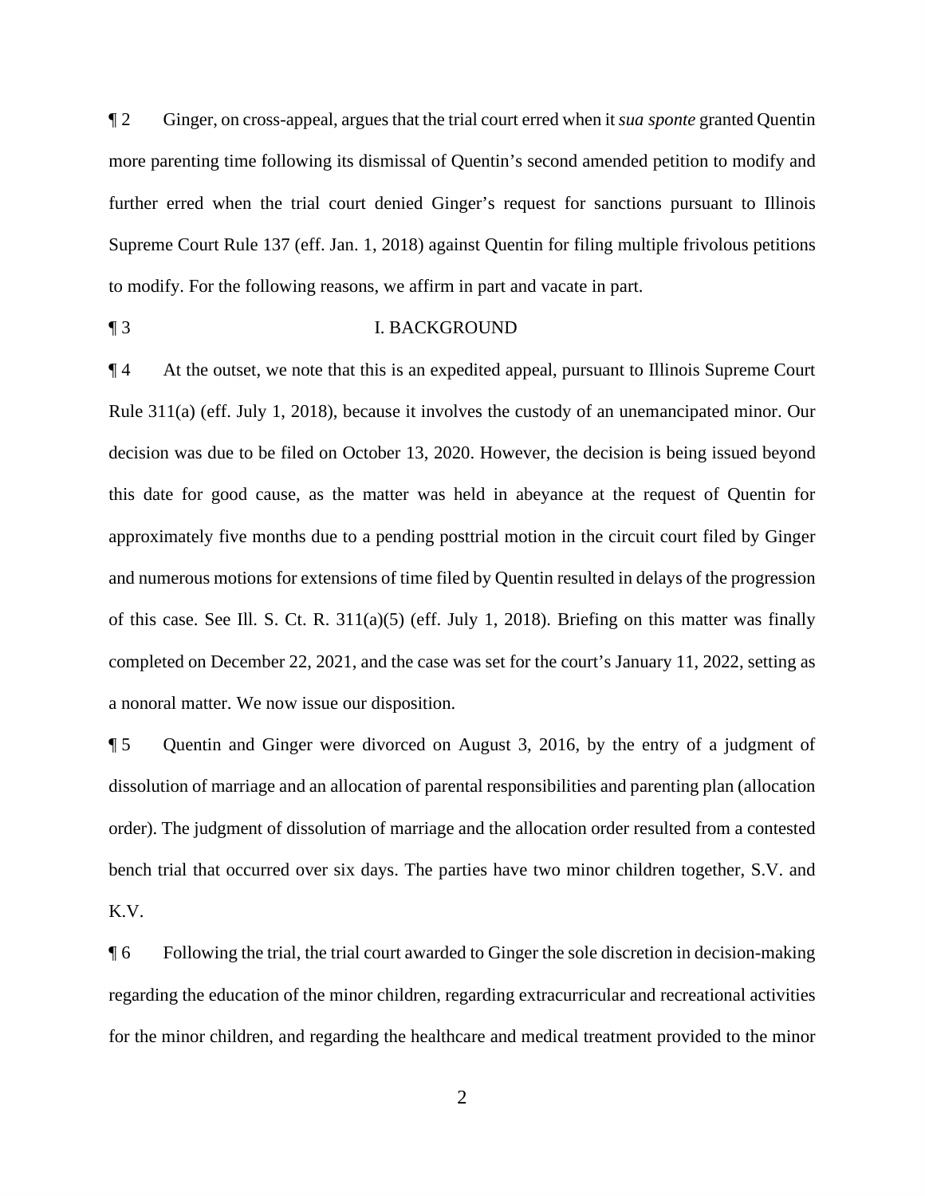¶ 2 Ginger, on cross-appeal, argues that the trial court erred when it *sua sponte* granted Quentin more parenting time following its dismissal of Quentin's second amended petition to modify and further erred when the trial court denied Ginger's request for sanctions pursuant to Illinois Supreme Court Rule 137 (eff. Jan. 1, 2018) against Quentin for filing multiple frivolous petitions to modify. For the following reasons, we affirm in part and vacate in part.

¶ 3 I. BACKGROUND

¶ 4 At the outset, we note that this is an expedited appeal, pursuant to Illinois Supreme Court Rule 311(a) (eff. July 1, 2018), because it involves the custody of an unemancipated minor. Our decision was due to be filed on October 13, 2020. However, the decision is being issued beyond this date for good cause, as the matter was held in abeyance at the request of Quentin for approximately five months due to a pending posttrial motion in the circuit court filed by Ginger and numerous motions for extensions of time filed by Quentin resulted in delays of the progression of this case. See Ill. S. Ct. R. 311(a)(5) (eff. July 1, 2018). Briefing on this matter was finally completed on December 22, 2021, and the case was set for the court's January 11, 2022, setting as a nonoral matter. We now issue our disposition.

¶ 5 Quentin and Ginger were divorced on August 3, 2016, by the entry of a judgment of dissolution of marriage and an allocation of parental responsibilities and parenting plan (allocation order). The judgment of dissolution of marriage and the allocation order resulted from a contested bench trial that occurred over six days. The parties have two minor children together, S.V. and K.V.

¶ 6 Following the trial, the trial court awarded to Ginger the sole discretion in decision-making regarding the education of the minor children, regarding extracurricular and recreational activities for the minor children, and regarding the healthcare and medical treatment provided to the minor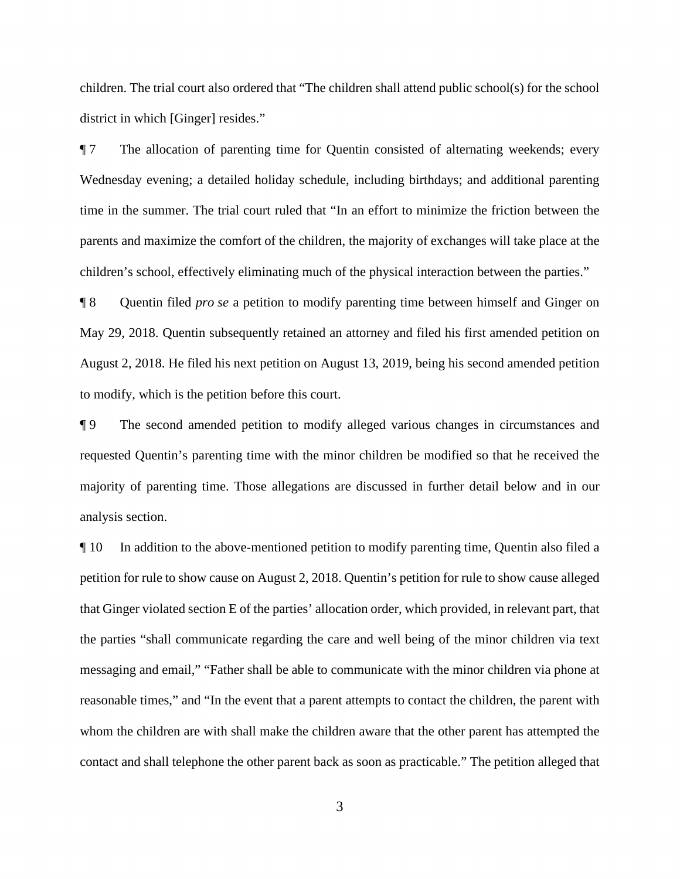children. The trial court also ordered that "The children shall attend public school(s) for the school district in which [Ginger] resides."

¶ 7 The allocation of parenting time for Quentin consisted of alternating weekends; every Wednesday evening; a detailed holiday schedule, including birthdays; and additional parenting time in the summer. The trial court ruled that "In an effort to minimize the friction between the parents and maximize the comfort of the children, the majority of exchanges will take place at the children's school, effectively eliminating much of the physical interaction between the parties."

¶ 8 Quentin filed *pro se* a petition to modify parenting time between himself and Ginger on May 29, 2018. Quentin subsequently retained an attorney and filed his first amended petition on August 2, 2018. He filed his next petition on August 13, 2019, being his second amended petition to modify, which is the petition before this court.

¶ 9 The second amended petition to modify alleged various changes in circumstances and requested Quentin's parenting time with the minor children be modified so that he received the majority of parenting time. Those allegations are discussed in further detail below and in our analysis section.

¶ 10 In addition to the above-mentioned petition to modify parenting time, Quentin also filed a petition for rule to show cause on August 2, 2018. Quentin's petition for rule to show cause alleged that Ginger violated section E of the parties' allocation order, which provided, in relevant part, that the parties "shall communicate regarding the care and well being of the minor children via text messaging and email," "Father shall be able to communicate with the minor children via phone at reasonable times," and "In the event that a parent attempts to contact the children, the parent with whom the children are with shall make the children aware that the other parent has attempted the contact and shall telephone the other parent back as soon as practicable." The petition alleged that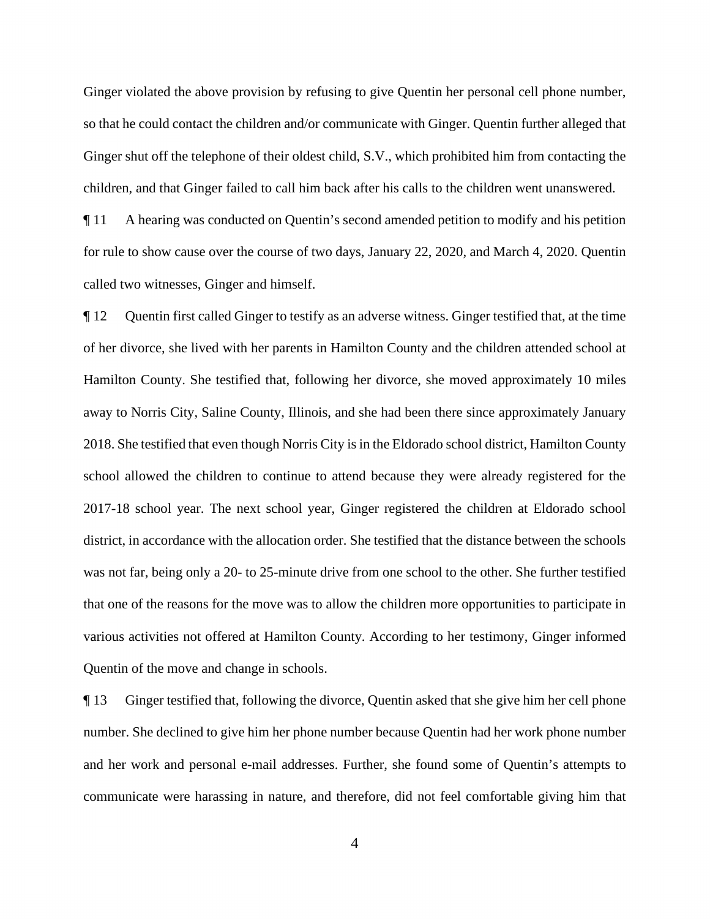Ginger violated the above provision by refusing to give Quentin her personal cell phone number, so that he could contact the children and/or communicate with Ginger. Quentin further alleged that Ginger shut off the telephone of their oldest child, S.V., which prohibited him from contacting the children, and that Ginger failed to call him back after his calls to the children went unanswered.

¶ 11 A hearing was conducted on Quentin's second amended petition to modify and his petition for rule to show cause over the course of two days, January 22, 2020, and March 4, 2020. Quentin called two witnesses, Ginger and himself.

¶ 12 Quentin first called Ginger to testify as an adverse witness. Ginger testified that, at the time of her divorce, she lived with her parents in Hamilton County and the children attended school at Hamilton County. She testified that, following her divorce, she moved approximately 10 miles away to Norris City, Saline County, Illinois, and she had been there since approximately January 2018. She testified that even though Norris City is in the Eldorado school district, Hamilton County school allowed the children to continue to attend because they were already registered for the 2017-18 school year. The next school year, Ginger registered the children at Eldorado school district, in accordance with the allocation order. She testified that the distance between the schools was not far, being only a 20- to 25-minute drive from one school to the other. She further testified that one of the reasons for the move was to allow the children more opportunities to participate in various activities not offered at Hamilton County. According to her testimony, Ginger informed Quentin of the move and change in schools.

¶ 13 Ginger testified that, following the divorce, Quentin asked that she give him her cell phone number. She declined to give him her phone number because Quentin had her work phone number and her work and personal e-mail addresses. Further, she found some of Quentin's attempts to communicate were harassing in nature, and therefore, did not feel comfortable giving him that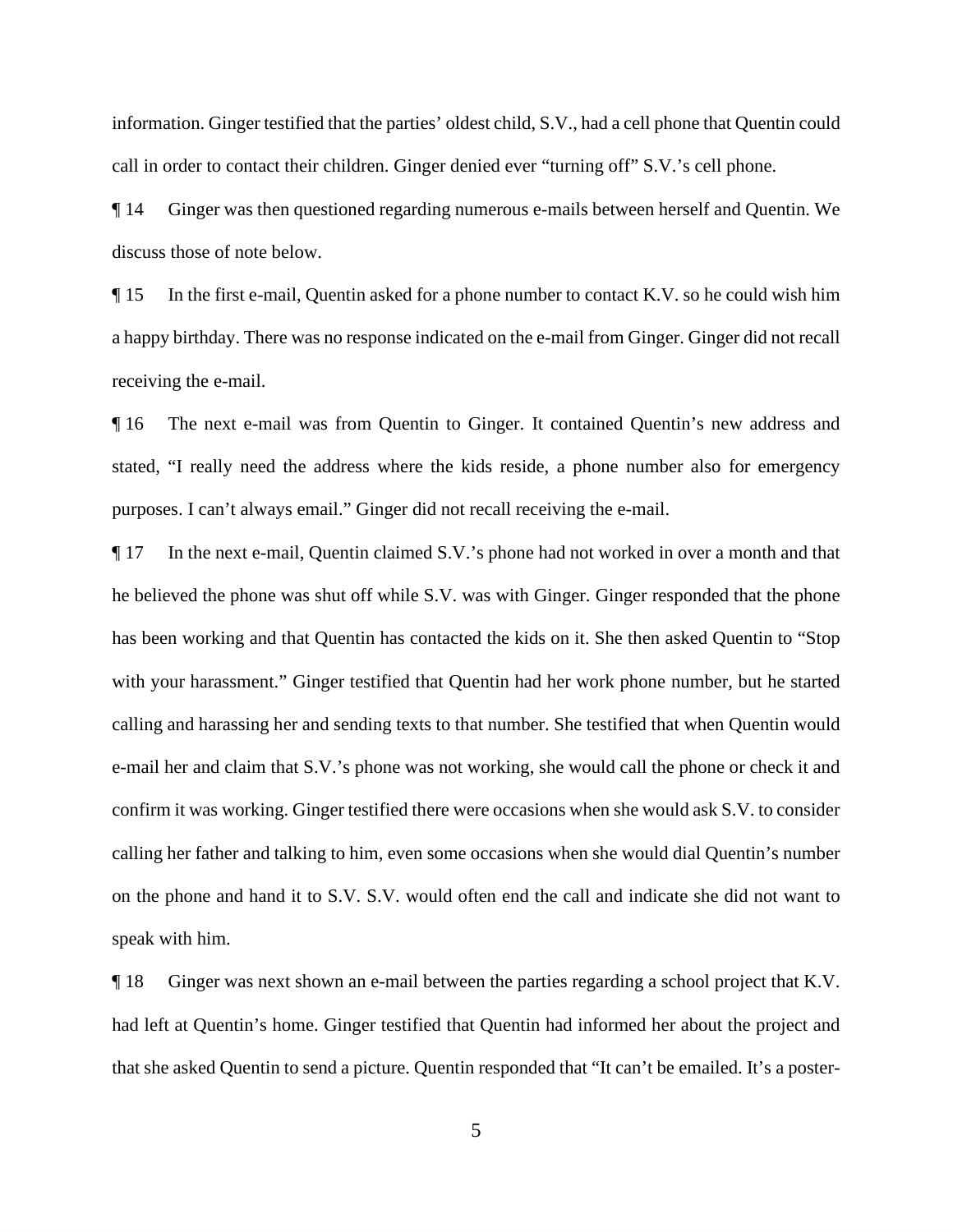information. Ginger testified that the parties' oldest child, S.V., had a cell phone that Quentin could call in order to contact their children. Ginger denied ever "turning off" S.V.'s cell phone.

¶ 14 Ginger was then questioned regarding numerous e-mails between herself and Quentin. We discuss those of note below.

¶ 15 In the first e-mail, Quentin asked for a phone number to contact K.V. so he could wish him a happy birthday. There was no response indicated on the e-mail from Ginger. Ginger did not recall receiving the e-mail.

¶ 16 The next e-mail was from Quentin to Ginger. It contained Quentin's new address and stated, "I really need the address where the kids reside, a phone number also for emergency purposes. I can't always email." Ginger did not recall receiving the e-mail.

¶ 17 In the next e-mail, Quentin claimed S.V.'s phone had not worked in over a month and that he believed the phone was shut off while S.V. was with Ginger. Ginger responded that the phone has been working and that Quentin has contacted the kids on it. She then asked Quentin to "Stop with your harassment." Ginger testified that Quentin had her work phone number, but he started calling and harassing her and sending texts to that number. She testified that when Quentin would e-mail her and claim that S.V.'s phone was not working, she would call the phone or check it and confirm it was working. Ginger testified there were occasions when she would ask S.V. to consider calling her father and talking to him, even some occasions when she would dial Quentin's number on the phone and hand it to S.V. S.V. would often end the call and indicate she did not want to speak with him.

¶ 18 Ginger was next shown an e-mail between the parties regarding a school project that K.V. had left at Quentin's home. Ginger testified that Quentin had informed her about the project and that she asked Quentin to send a picture. Quentin responded that "It can't be emailed. It's a poster-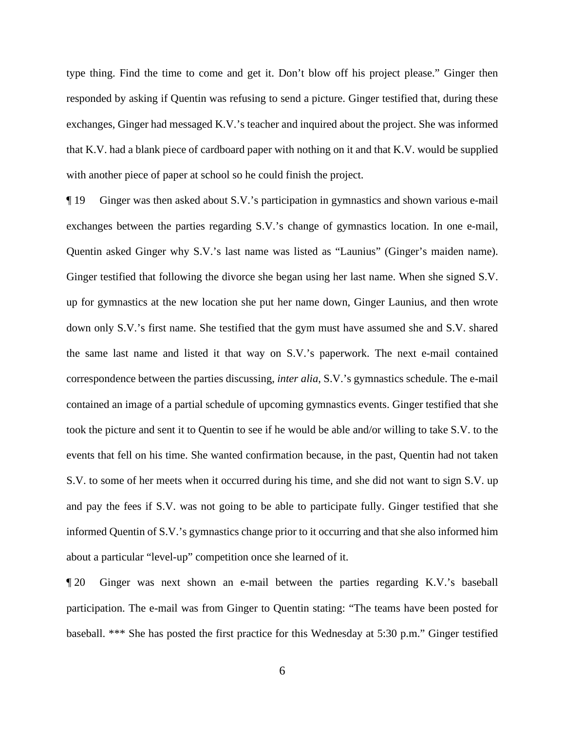type thing. Find the time to come and get it. Don't blow off his project please." Ginger then responded by asking if Quentin was refusing to send a picture. Ginger testified that, during these exchanges, Ginger had messaged K.V.'s teacher and inquired about the project. She was informed that K.V. had a blank piece of cardboard paper with nothing on it and that K.V. would be supplied with another piece of paper at school so he could finish the project.

¶ 19 Ginger was then asked about S.V.'s participation in gymnastics and shown various e-mail exchanges between the parties regarding S.V.'s change of gymnastics location. In one e-mail, Quentin asked Ginger why S.V.'s last name was listed as "Launius" (Ginger's maiden name). Ginger testified that following the divorce she began using her last name. When she signed S.V. up for gymnastics at the new location she put her name down, Ginger Launius, and then wrote down only S.V.'s first name. She testified that the gym must have assumed she and S.V. shared the same last name and listed it that way on S.V.'s paperwork. The next e-mail contained correspondence between the parties discussing, *inter alia*, S.V.'s gymnastics schedule. The e-mail contained an image of a partial schedule of upcoming gymnastics events. Ginger testified that she took the picture and sent it to Quentin to see if he would be able and/or willing to take S.V. to the events that fell on his time. She wanted confirmation because, in the past, Quentin had not taken S.V. to some of her meets when it occurred during his time, and she did not want to sign S.V. up and pay the fees if S.V. was not going to be able to participate fully. Ginger testified that she informed Quentin of S.V.'s gymnastics change prior to it occurring and that she also informed him about a particular "level-up" competition once she learned of it.

¶ 20 Ginger was next shown an e-mail between the parties regarding K.V.'s baseball participation. The e-mail was from Ginger to Quentin stating: "The teams have been posted for baseball. *** She has posted the first practice for this Wednesday at 5:30 p.m." Ginger testified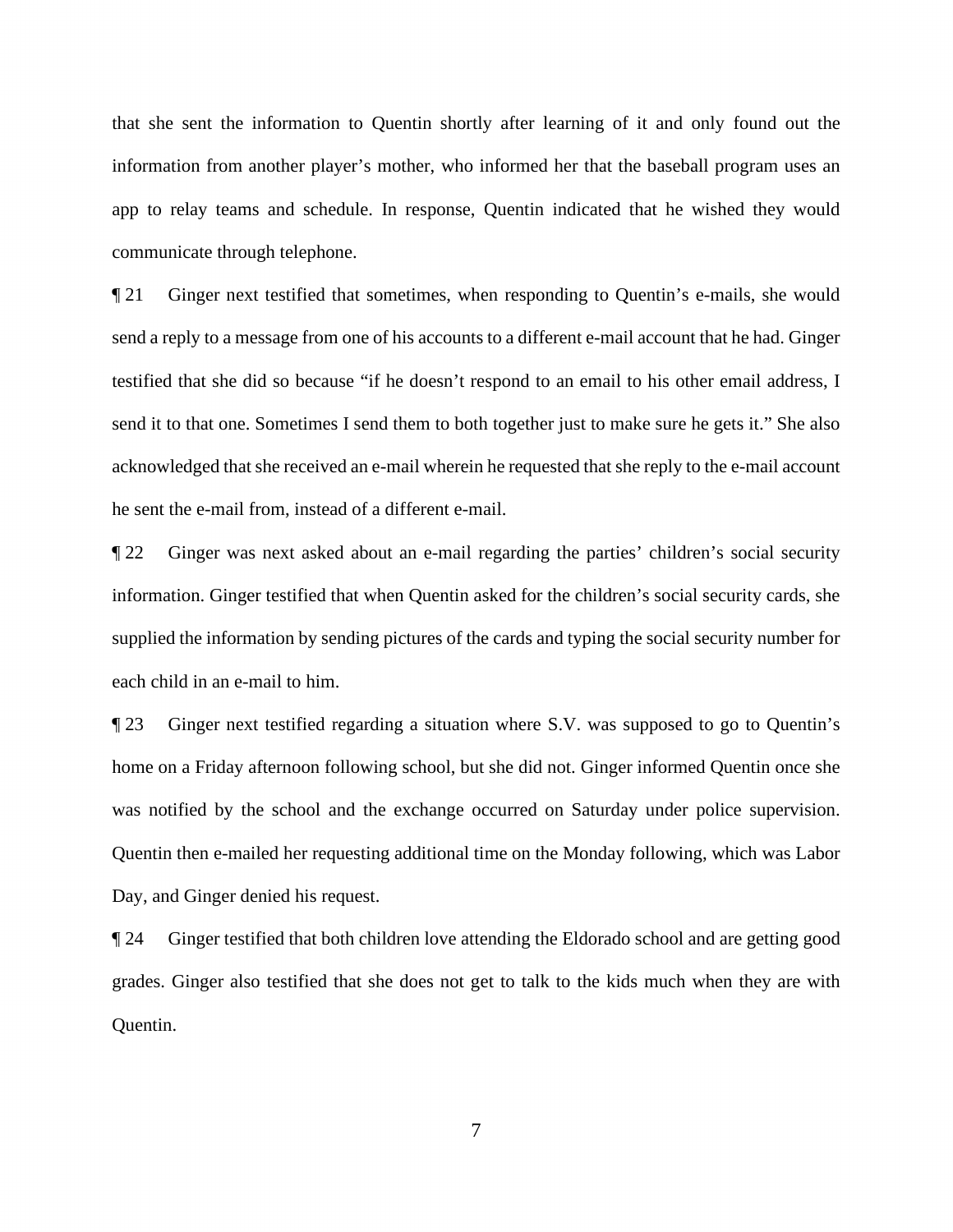that she sent the information to Quentin shortly after learning of it and only found out the information from another player's mother, who informed her that the baseball program uses an app to relay teams and schedule. In response, Quentin indicated that he wished they would communicate through telephone.

¶ 21 Ginger next testified that sometimes, when responding to Quentin's e-mails, she would send a reply to a message from one of his accounts to a different e-mail account that he had. Ginger testified that she did so because "if he doesn't respond to an email to his other email address, I send it to that one. Sometimes I send them to both together just to make sure he gets it." She also acknowledged that she received an e-mail wherein he requested that she reply to the e-mail account he sent the e-mail from, instead of a different e-mail.

¶ 22 Ginger was next asked about an e-mail regarding the parties' children's social security information. Ginger testified that when Quentin asked for the children's social security cards, she supplied the information by sending pictures of the cards and typing the social security number for each child in an e-mail to him.

¶ 23 Ginger next testified regarding a situation where S.V. was supposed to go to Quentin's home on a Friday afternoon following school, but she did not. Ginger informed Quentin once she was notified by the school and the exchange occurred on Saturday under police supervision. Quentin then e-mailed her requesting additional time on the Monday following, which was Labor Day, and Ginger denied his request.

¶ 24 Ginger testified that both children love attending the Eldorado school and are getting good grades. Ginger also testified that she does not get to talk to the kids much when they are with Quentin.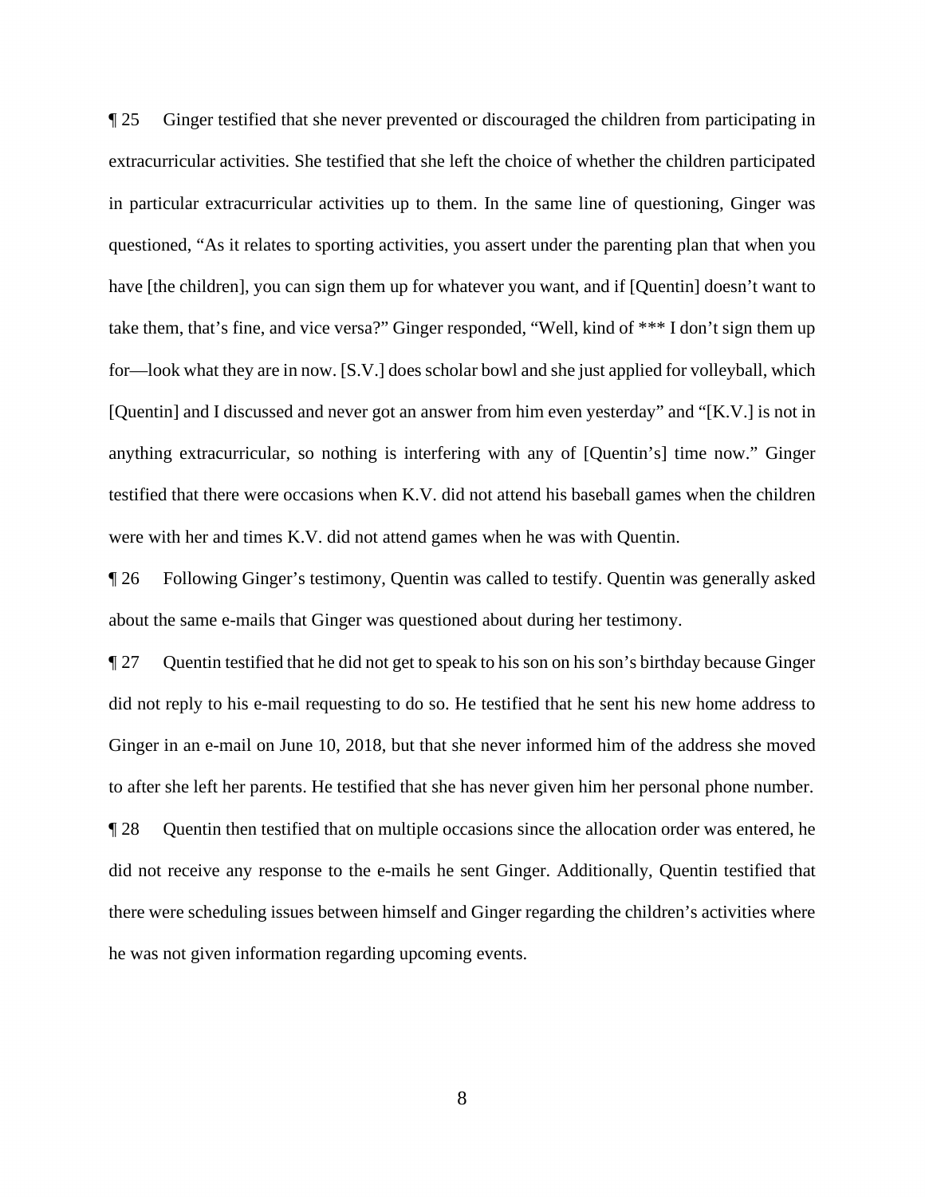¶ 25 Ginger testified that she never prevented or discouraged the children from participating in extracurricular activities. She testified that she left the choice of whether the children participated in particular extracurricular activities up to them. In the same line of questioning, Ginger was questioned, "As it relates to sporting activities, you assert under the parenting plan that when you have [the children], you can sign them up for whatever you want, and if [Quentin] doesn't want to take them, that's fine, and vice versa?" Ginger responded, "Well, kind of *** I don't sign them up for—look what they are in now. [S.V.] does scholar bowl and she just applied for volleyball, which [Quentin] and I discussed and never got an answer from him even yesterday" and "[K.V.] is not in anything extracurricular, so nothing is interfering with any of [Quentin's] time now." Ginger testified that there were occasions when K.V. did not attend his baseball games when the children were with her and times K.V. did not attend games when he was with Quentin.

¶ 26 Following Ginger's testimony, Quentin was called to testify. Quentin was generally asked about the same e-mails that Ginger was questioned about during her testimony.

¶ 27 Quentin testified that he did not get to speak to his son on his son's birthday because Ginger did not reply to his e-mail requesting to do so. He testified that he sent his new home address to Ginger in an e-mail on June 10, 2018, but that she never informed him of the address she moved to after she left her parents. He testified that she has never given him her personal phone number.

¶ 28 Quentin then testified that on multiple occasions since the allocation order was entered, he did not receive any response to the e-mails he sent Ginger. Additionally, Quentin testified that there were scheduling issues between himself and Ginger regarding the children's activities where he was not given information regarding upcoming events.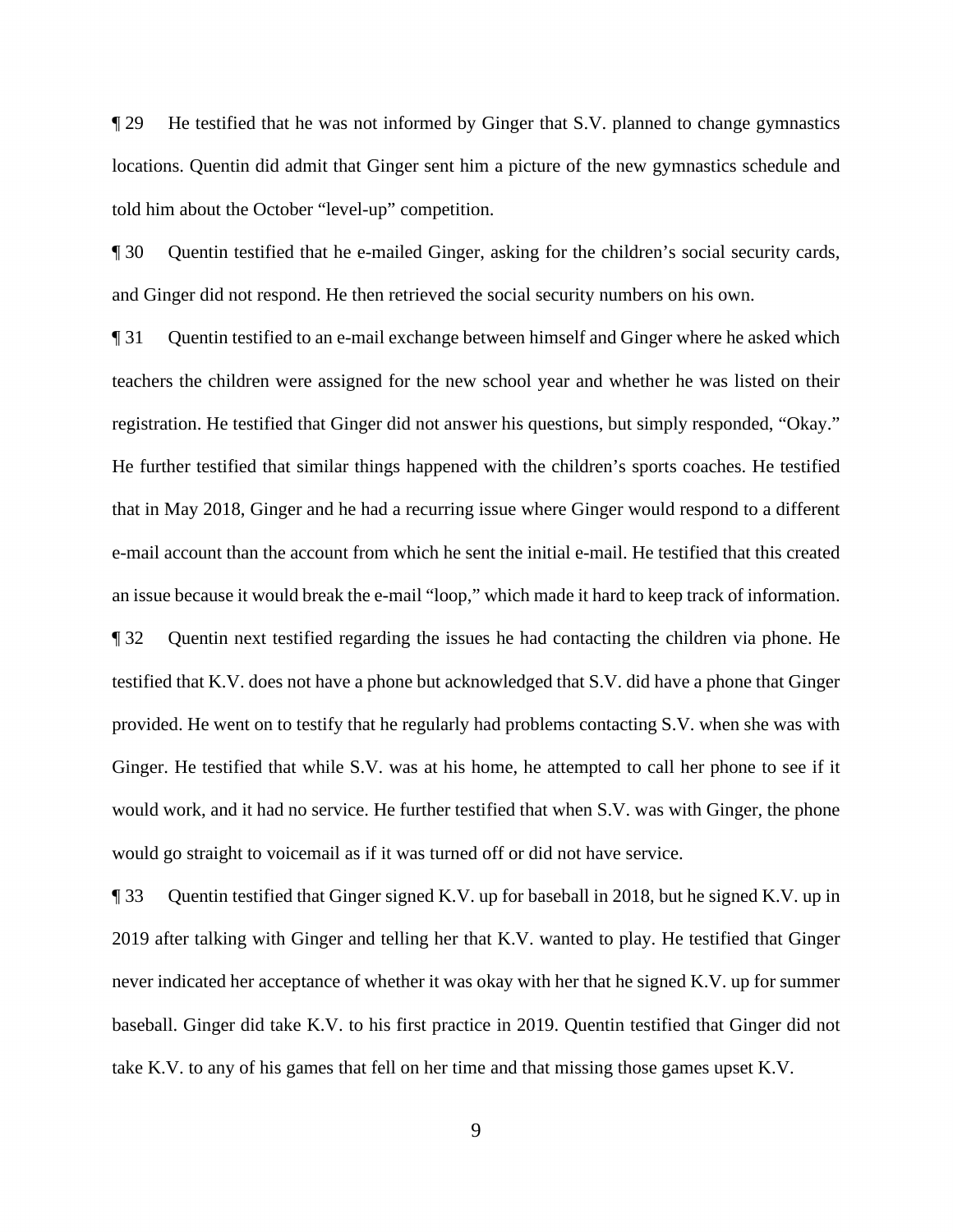¶ 29 He testified that he was not informed by Ginger that S.V. planned to change gymnastics locations. Quentin did admit that Ginger sent him a picture of the new gymnastics schedule and told him about the October "level-up" competition.

¶ 30 Quentin testified that he e-mailed Ginger, asking for the children's social security cards, and Ginger did not respond. He then retrieved the social security numbers on his own.

¶ 31 Quentin testified to an e-mail exchange between himself and Ginger where he asked which teachers the children were assigned for the new school year and whether he was listed on their registration. He testified that Ginger did not answer his questions, but simply responded, "Okay." He further testified that similar things happened with the children's sports coaches. He testified that in May 2018, Ginger and he had a recurring issue where Ginger would respond to a different e-mail account than the account from which he sent the initial e-mail. He testified that this created an issue because it would break the e-mail "loop," which made it hard to keep track of information.

¶ 32 Quentin next testified regarding the issues he had contacting the children via phone. He testified that K.V. does not have a phone but acknowledged that S.V. did have a phone that Ginger provided. He went on to testify that he regularly had problems contacting S.V. when she was with Ginger. He testified that while S.V. was at his home, he attempted to call her phone to see if it would work, and it had no service. He further testified that when S.V. was with Ginger, the phone would go straight to voicemail as if it was turned off or did not have service.

¶ 33 Quentin testified that Ginger signed K.V. up for baseball in 2018, but he signed K.V. up in 2019 after talking with Ginger and telling her that K.V. wanted to play. He testified that Ginger never indicated her acceptance of whether it was okay with her that he signed K.V. up for summer baseball. Ginger did take K.V. to his first practice in 2019. Quentin testified that Ginger did not take K.V. to any of his games that fell on her time and that missing those games upset K.V.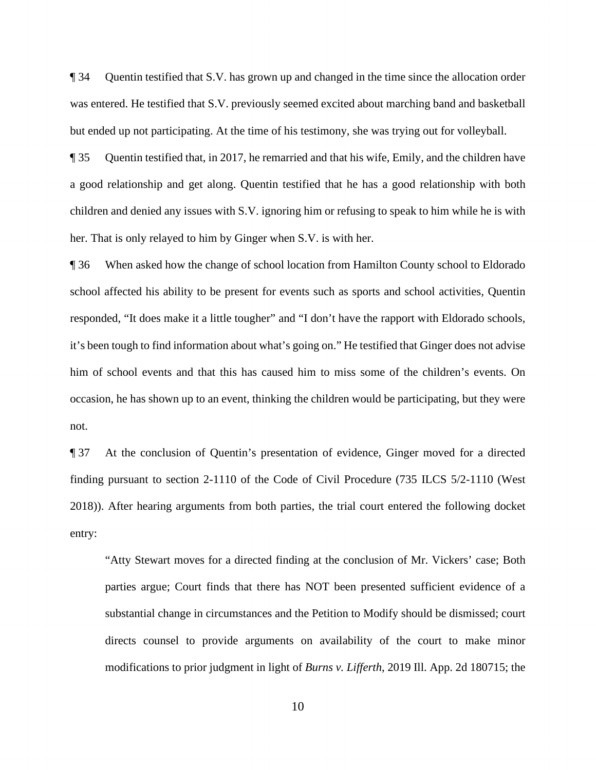¶ 34 Quentin testified that S.V. has grown up and changed in the time since the allocation order was entered. He testified that S.V. previously seemed excited about marching band and basketball but ended up not participating. At the time of his testimony, she was trying out for volleyball.

¶ 35 Quentin testified that, in 2017, he remarried and that his wife, Emily, and the children have a good relationship and get along. Quentin testified that he has a good relationship with both children and denied any issues with S.V. ignoring him or refusing to speak to him while he is with her. That is only relayed to him by Ginger when S.V. is with her.

¶ 36 When asked how the change of school location from Hamilton County school to Eldorado school affected his ability to be present for events such as sports and school activities, Quentin responded, "It does make it a little tougher" and "I don't have the rapport with Eldorado schools, it's been tough to find information about what's going on." He testified that Ginger does not advise him of school events and that this has caused him to miss some of the children's events. On occasion, he has shown up to an event, thinking the children would be participating, but they were not.

¶ 37 At the conclusion of Quentin's presentation of evidence, Ginger moved for a directed finding pursuant to section 2-1110 of the Code of Civil Procedure (735 ILCS 5/2-1110 (West 2018)). After hearing arguments from both parties, the trial court entered the following docket entry:

> "Atty Stewart moves for a directed finding at the conclusion of Mr. Vickers' case; Both parties argue; Court finds that there has NOT been presented sufficient evidence of a substantial change in circumstances and the Petition to Modify should be dismissed; court directs counsel to provide arguments on availability of the court to make minor modifications to prior judgment in light of *Burns v. Lifferth*, 2019 Ill. App. 2d 180715; the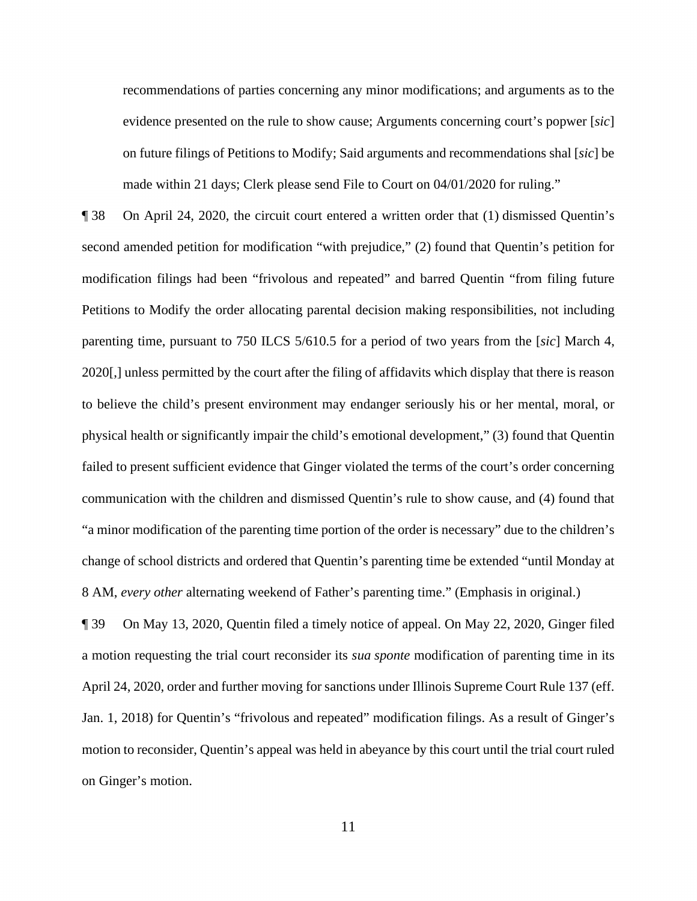recommendations of parties concerning any minor modifications; and arguments as to the evidence presented on the rule to show cause; Arguments concerning court's popwer [*sic*] on future filings of Petitions to Modify; Said arguments and recommendations shal [*sic*] be made within 21 days; Clerk please send File to Court on 04/01/2020 for ruling."

¶ 38 On April 24, 2020, the circuit court entered a written order that (1) dismissed Quentin's second amended petition for modification "with prejudice," (2) found that Quentin's petition for modification filings had been "frivolous and repeated" and barred Quentin "from filing future Petitions to Modify the order allocating parental decision making responsibilities, not including parenting time, pursuant to 750 ILCS 5/610.5 for a period of two years from the [*sic*] March 4, 2020[,] unless permitted by the court after the filing of affidavits which display that there is reason to believe the child's present environment may endanger seriously his or her mental, moral, or physical health or significantly impair the child's emotional development," (3) found that Quentin failed to present sufficient evidence that Ginger violated the terms of the court's order concerning communication with the children and dismissed Quentin's rule to show cause, and (4) found that "a minor modification of the parenting time portion of the order is necessary" due to the children's change of school districts and ordered that Quentin's parenting time be extended "until Monday at 8 AM, *every other* alternating weekend of Father's parenting time." (Emphasis in original.)

¶ 39 On May 13, 2020, Quentin filed a timely notice of appeal. On May 22, 2020, Ginger filed a motion requesting the trial court reconsider its *sua sponte* modification of parenting time in its April 24, 2020, order and further moving for sanctions under Illinois Supreme Court Rule 137 (eff. Jan. 1, 2018) for Quentin's "frivolous and repeated" modification filings. As a result of Ginger's motion to reconsider, Quentin's appeal was held in abeyance by this court until the trial court ruled on Ginger's motion.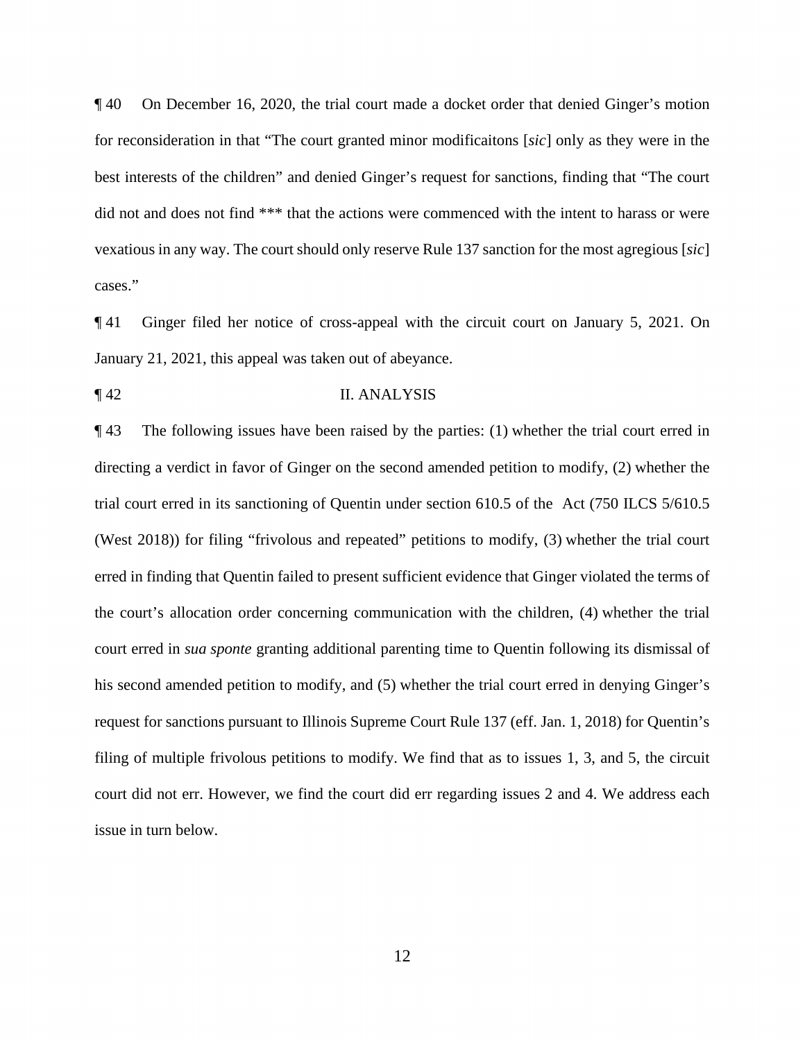¶ 40 On December 16, 2020, the trial court made a docket order that denied Ginger's motion for reconsideration in that "The court granted minor modificaitons [*sic*] only as they were in the best interests of the children" and denied Ginger's request for sanctions, finding that "The court did not and does not find *** that the actions were commenced with the intent to harass or were vexatious in any way. The court should only reserve Rule 137 sanction for the most agregious [*sic*] cases."

¶ 41 Ginger filed her notice of cross-appeal with the circuit court on January 5, 2021. On January 21, 2021, this appeal was taken out of abeyance.

¶ 42 II. ANALYSIS

¶ 43 The following issues have been raised by the parties: (1) whether the trial court erred in directing a verdict in favor of Ginger on the second amended petition to modify, (2) whether the trial court erred in its sanctioning of Quentin under section 610.5 of the Act (750 ILCS 5/610.5 (West 2018)) for filing "frivolous and repeated" petitions to modify, (3) whether the trial court erred in finding that Quentin failed to present sufficient evidence that Ginger violated the terms of the court's allocation order concerning communication with the children, (4) whether the trial court erred in *sua sponte* granting additional parenting time to Quentin following its dismissal of his second amended petition to modify, and (5) whether the trial court erred in denying Ginger's request for sanctions pursuant to Illinois Supreme Court Rule 137 (eff. Jan. 1, 2018) for Quentin's filing of multiple frivolous petitions to modify. We find that as to issues 1, 3, and 5, the circuit court did not err. However, we find the court did err regarding issues 2 and 4. We address each issue in turn below.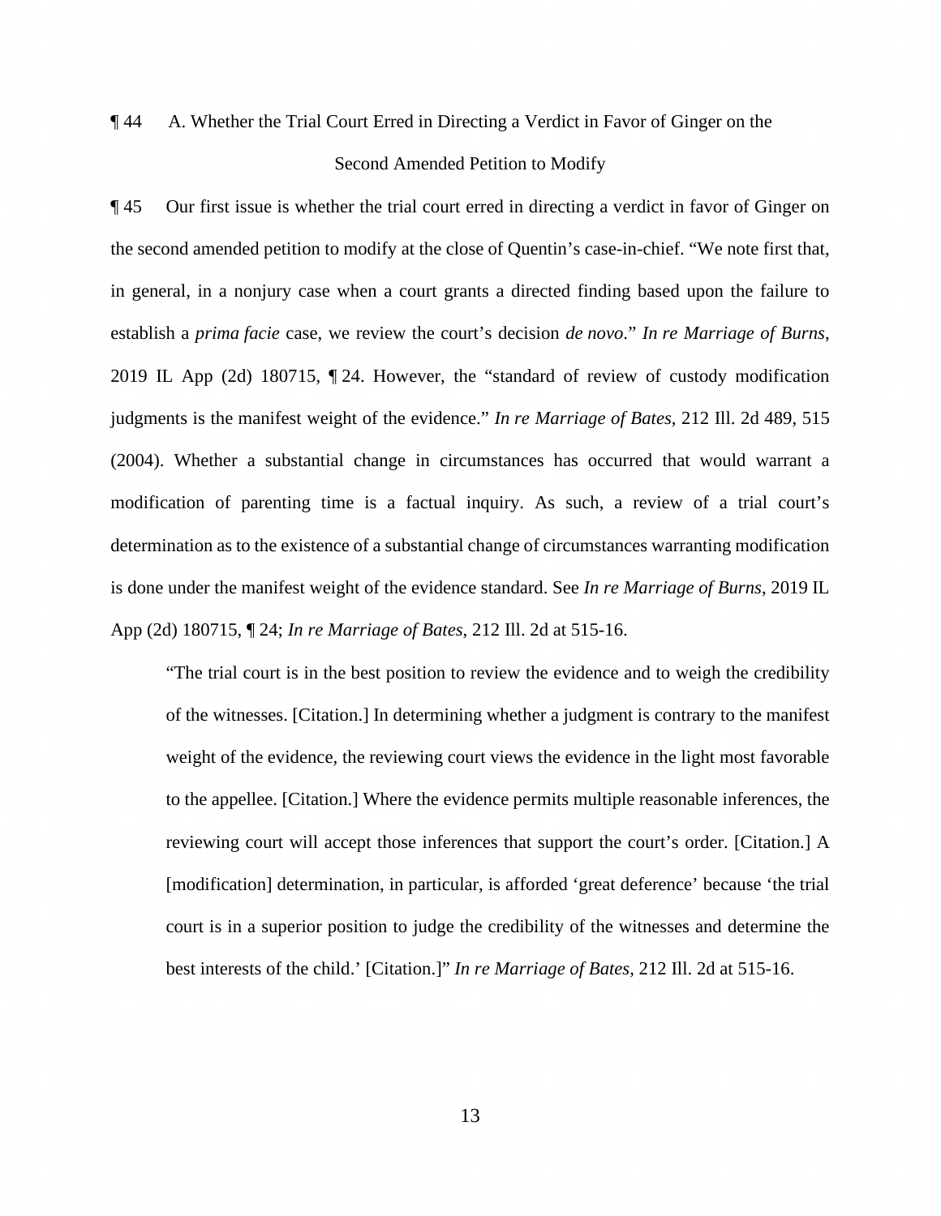¶ 44 A. Whether the Trial Court Erred in Directing a Verdict in Favor of Ginger on the Second Amended Petition to Modify

¶ 45 Our first issue is whether the trial court erred in directing a verdict in favor of Ginger on the second amended petition to modify at the close of Quentin's case-in-chief. "We note first that, in general, in a nonjury case when a court grants a directed finding based upon the failure to establish a *prima facie* case, we review the court's decision *de novo*." *In re Marriage of Burns*, 2019 IL App (2d) 180715, ¶ 24. However, the "standard of review of custody modification judgments is the manifest weight of the evidence." *In re Marriage of Bates*, 212 Ill. 2d 489, 515 (2004). Whether a substantial change in circumstances has occurred that would warrant a modification of parenting time is a factual inquiry. As such, a review of a trial court's determination as to the existence of a substantial change of circumstances warranting modification is done under the manifest weight of the evidence standard. See *In re Marriage of Burns*, 2019 IL App (2d) 180715, ¶ 24; *In re Marriage of Bates*, 212 Ill. 2d at 515-16.

> "The trial court is in the best position to review the evidence and to weigh the credibility of the witnesses. [Citation.] In determining whether a judgment is contrary to the manifest weight of the evidence, the reviewing court views the evidence in the light most favorable to the appellee. [Citation.] Where the evidence permits multiple reasonable inferences, the reviewing court will accept those inferences that support the court's order. [Citation.] A [modification] determination, in particular, is afforded 'great deference' because 'the trial court is in a superior position to judge the credibility of the witnesses and determine the best interests of the child.' [Citation.]" *In re Marriage of Bates*, 212 Ill. 2d at 515-16.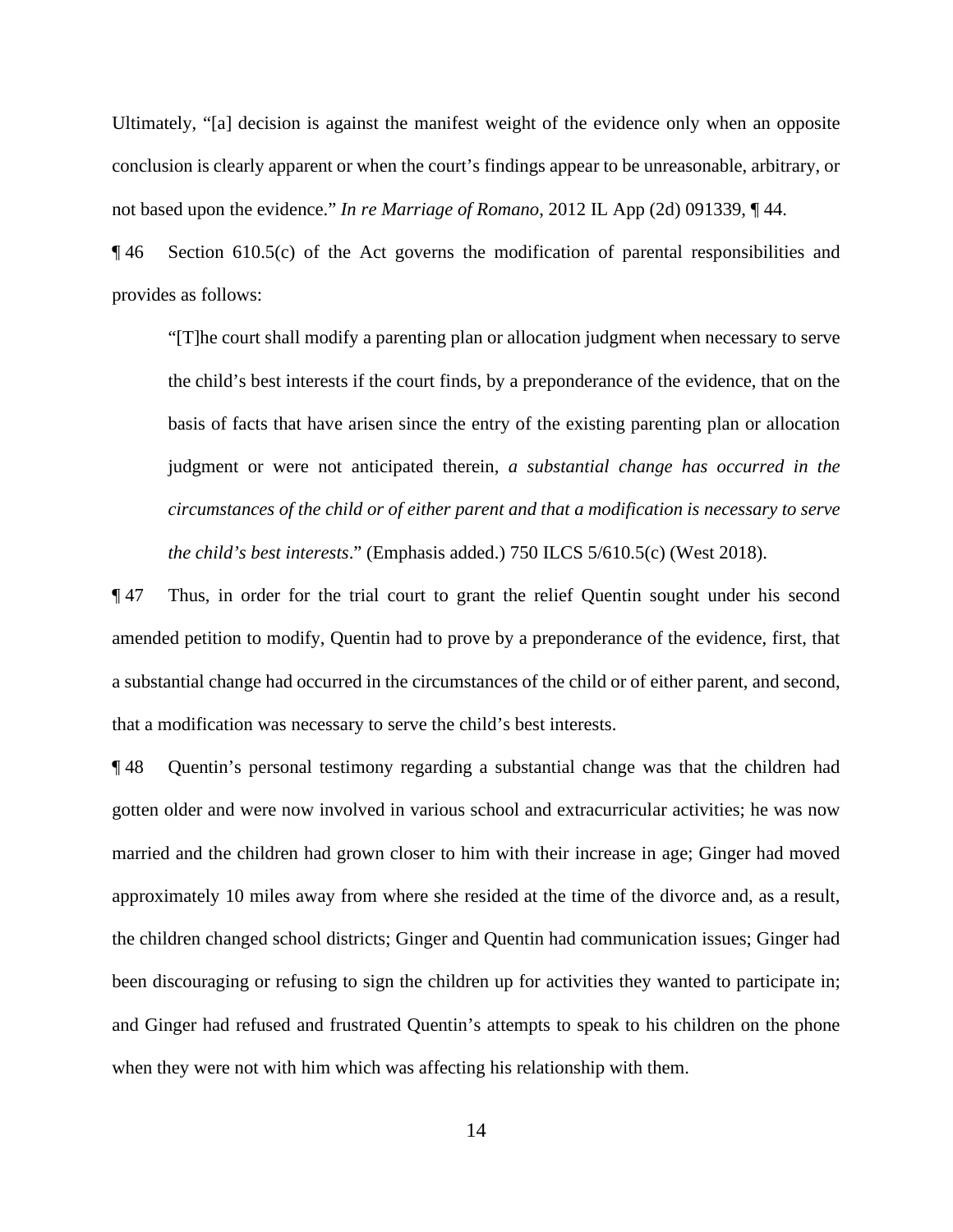Ultimately, "[a] decision is against the manifest weight of the evidence only when an opposite conclusion is clearly apparent or when the court's findings appear to be unreasonable, arbitrary, or not based upon the evidence." *In re Marriage of Romano*, 2012 IL App (2d) 091339, ¶ 44.

¶ 46 Section 610.5(c) of the Act governs the modification of parental responsibilities and provides as follows:

> "[T]he court shall modify a parenting plan or allocation judgment when necessary to serve the child's best interests if the court finds, by a preponderance of the evidence, that on the basis of facts that have arisen since the entry of the existing parenting plan or allocation judgment or were not anticipated therein, *a substantial change has occurred in the circumstances of the child or of either parent and that a modification is necessary to serve the child's best interests*." (Emphasis added.) 750 ILCS 5/610.5(c) (West 2018).

¶ 47 Thus, in order for the trial court to grant the relief Quentin sought under his second amended petition to modify, Quentin had to prove by a preponderance of the evidence, first, that a substantial change had occurred in the circumstances of the child or of either parent, and second, that a modification was necessary to serve the child's best interests.

¶ 48 Quentin's personal testimony regarding a substantial change was that the children had gotten older and were now involved in various school and extracurricular activities; he was now married and the children had grown closer to him with their increase in age; Ginger had moved approximately 10 miles away from where she resided at the time of the divorce and, as a result, the children changed school districts; Ginger and Quentin had communication issues; Ginger had been discouraging or refusing to sign the children up for activities they wanted to participate in; and Ginger had refused and frustrated Quentin's attempts to speak to his children on the phone when they were not with him which was affecting his relationship with them.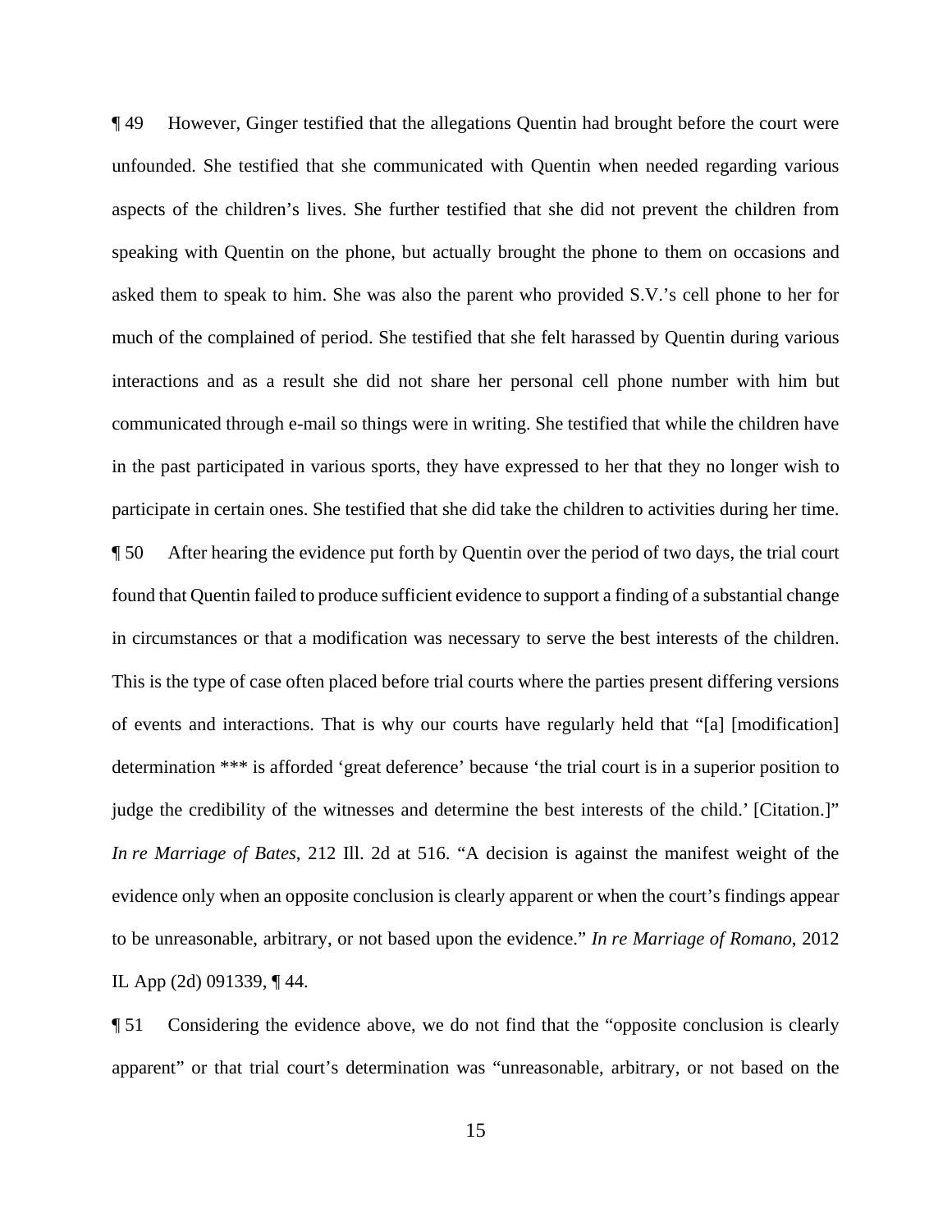¶ 49 However, Ginger testified that the allegations Quentin had brought before the court were unfounded. She testified that she communicated with Quentin when needed regarding various aspects of the children's lives. She further testified that she did not prevent the children from speaking with Quentin on the phone, but actually brought the phone to them on occasions and asked them to speak to him. She was also the parent who provided S.V.'s cell phone to her for much of the complained of period. She testified that she felt harassed by Quentin during various interactions and as a result she did not share her personal cell phone number with him but communicated through e-mail so things were in writing. She testified that while the children have in the past participated in various sports, they have expressed to her that they no longer wish to participate in certain ones. She testified that she did take the children to activities during her time.

¶ 50 After hearing the evidence put forth by Quentin over the period of two days, the trial court found that Quentin failed to produce sufficient evidence to support a finding of a substantial change in circumstances or that a modification was necessary to serve the best interests of the children. This is the type of case often placed before trial courts where the parties present differing versions of events and interactions. That is why our courts have regularly held that "[a] [modification] determination *** is afforded 'great deference' because 'the trial court is in a superior position to judge the credibility of the witnesses and determine the best interests of the child.' [Citation.]" *In re Marriage of Bates*, 212 Ill. 2d at 516. "A decision is against the manifest weight of the evidence only when an opposite conclusion is clearly apparent or when the court's findings appear to be unreasonable, arbitrary, or not based upon the evidence." *In re Marriage of Romano*, 2012 IL App (2d) 091339, ¶ 44.

¶ 51 Considering the evidence above, we do not find that the "opposite conclusion is clearly apparent" or that trial court's determination was "unreasonable, arbitrary, or not based on the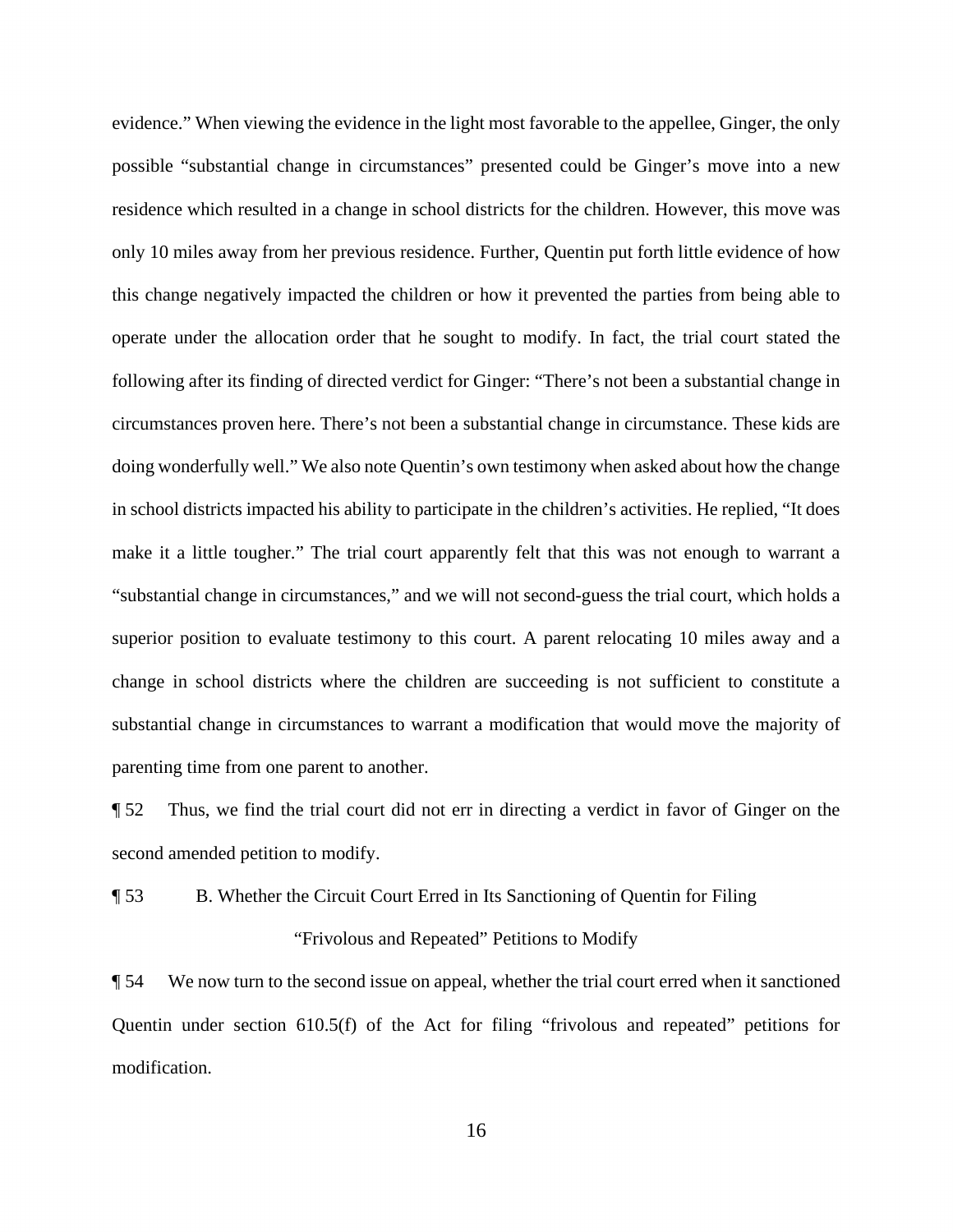evidence." When viewing the evidence in the light most favorable to the appellee, Ginger, the only possible "substantial change in circumstances" presented could be Ginger's move into a new residence which resulted in a change in school districts for the children. However, this move was only 10 miles away from her previous residence. Further, Quentin put forth little evidence of how this change negatively impacted the children or how it prevented the parties from being able to operate under the allocation order that he sought to modify. In fact, the trial court stated the following after its finding of directed verdict for Ginger: "There's not been a substantial change in circumstances proven here. There's not been a substantial change in circumstance. These kids are doing wonderfully well." We also note Quentin's own testimony when asked about how the change in school districts impacted his ability to participate in the children's activities. He replied, "It does make it a little tougher." The trial court apparently felt that this was not enough to warrant a "substantial change in circumstances," and we will not second-guess the trial court, which holds a superior position to evaluate testimony to this court. A parent relocating 10 miles away and a change in school districts where the children are succeeding is not sufficient to constitute a substantial change in circumstances to warrant a modification that would move the majority of parenting time from one parent to another.

¶ 52 Thus, we find the trial court did not err in directing a verdict in favor of Ginger on the second amended petition to modify.

¶ 53 B. Whether the Circuit Court Erred in Its Sanctioning of Quentin for Filing "Frivolous and Repeated" Petitions to Modify

¶ 54 We now turn to the second issue on appeal, whether the trial court erred when it sanctioned Quentin under section 610.5(f) of the Act for filing "frivolous and repeated" petitions for modification.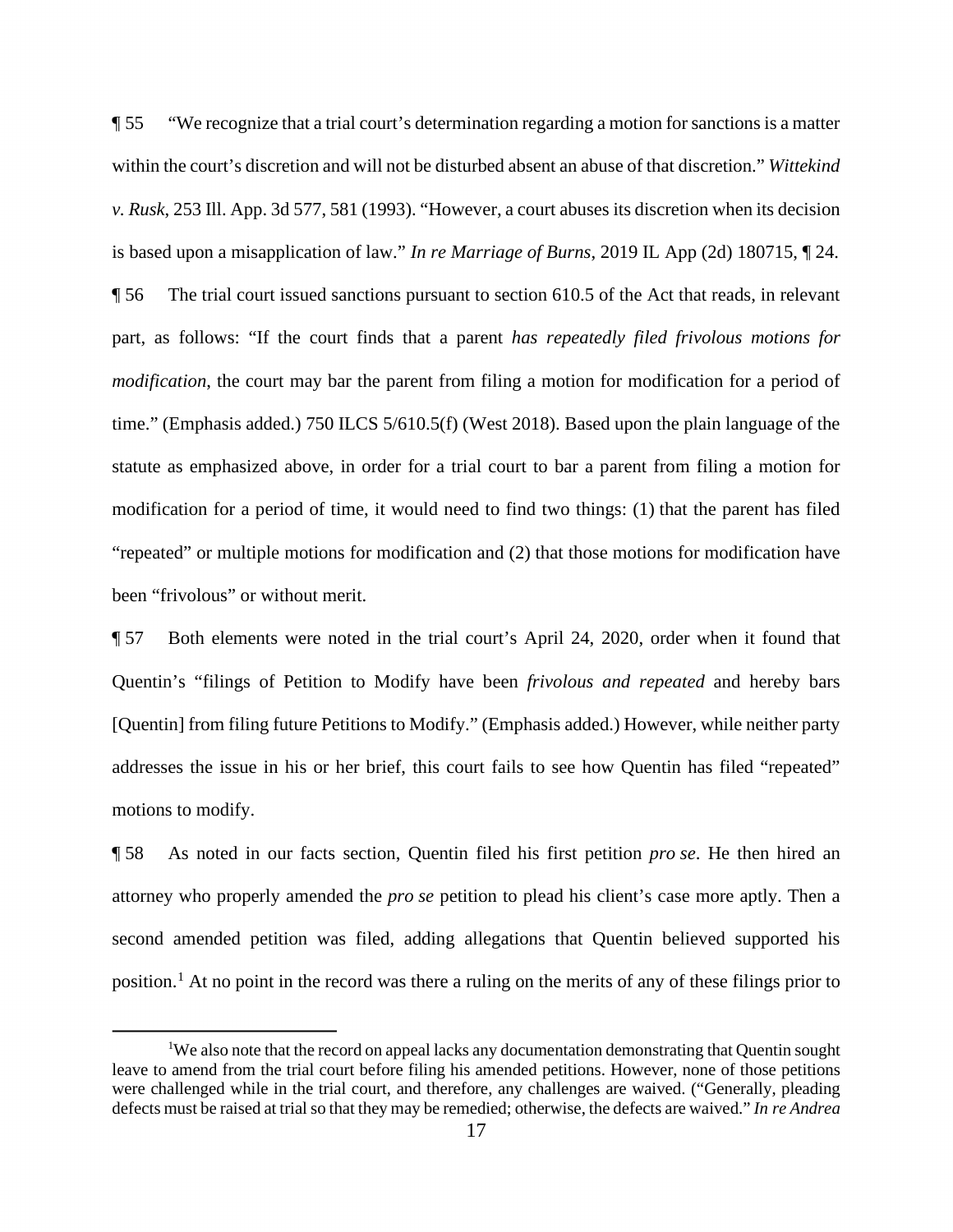¶ 55 "We recognize that a trial court's determination regarding a motion for sanctions is a matter within the court's discretion and will not be disturbed absent an abuse of that discretion." *Wittekind v. Rusk*, 253 Ill. App. 3d 577, 581 (1993). "However, a court abuses its discretion when its decision is based upon a misapplication of law." *In re Marriage of Burns*, 2019 IL App (2d) 180715, ¶ 24.

¶ 56 The trial court issued sanctions pursuant to section 610.5 of the Act that reads, in relevant part, as follows: "If the court finds that a parent *has repeatedly filed frivolous motions for modification*, the court may bar the parent from filing a motion for modification for a period of time." (Emphasis added.) 750 ILCS 5/610.5(f) (West 2018). Based upon the plain language of the statute as emphasized above, in order for a trial court to bar a parent from filing a motion for modification for a period of time, it would need to find two things: (1) that the parent has filed "repeated" or multiple motions for modification and (2) that those motions for modification have been "frivolous" or without merit.

¶ 57 Both elements were noted in the trial court's April 24, 2020, order when it found that Quentin's "filings of Petition to Modify have been *frivolous and repeated* and hereby bars [Quentin] from filing future Petitions to Modify." (Emphasis added.) However, while neither party addresses the issue in his or her brief, this court fails to see how Quentin has filed "repeated" motions to modify.

¶ 58 As noted in our facts section, Quentin filed his first petition *pro se*. He then hired an attorney who properly amended the *pro se* petition to plead his client's case more aptly. Then a second amended petition was filed, adding allegations that Quentin believed supported his position.[1] At no point in the record was there a ruling on the merits of any of these filings prior to

[1]We also note that the record on appeal lacks any documentation demonstrating that Quentin sought leave to amend from the trial court before filing his amended petitions. However, none of those petitions were challenged while in the trial court, and therefore, any challenges are waived. ("Generally, pleading defects must be raised at trial so that they may be remedied; otherwise, the defects are waived." *In re Andrea*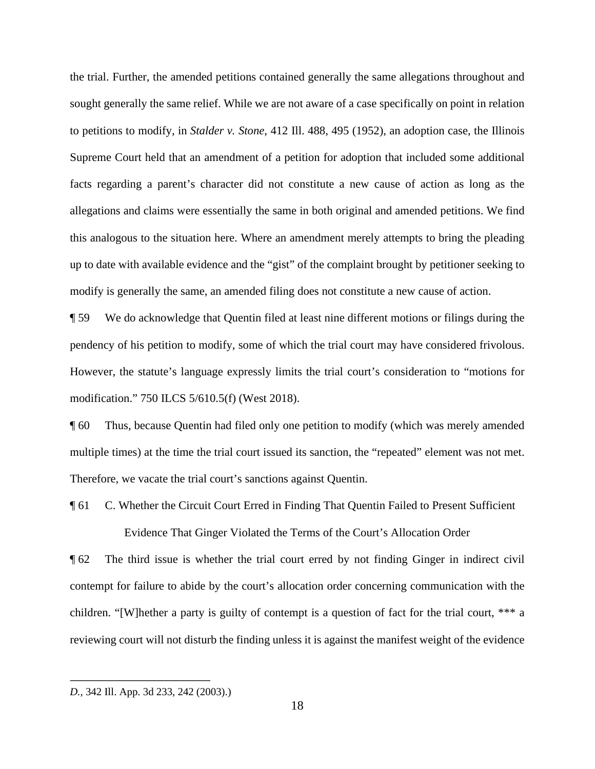the trial. Further, the amended petitions contained generally the same allegations throughout and sought generally the same relief. While we are not aware of a case specifically on point in relation to petitions to modify, in *Stalder v. Stone*, 412 Ill. 488, 495 (1952), an adoption case, the Illinois Supreme Court held that an amendment of a petition for adoption that included some additional facts regarding a parent's character did not constitute a new cause of action as long as the allegations and claims were essentially the same in both original and amended petitions. We find this analogous to the situation here. Where an amendment merely attempts to bring the pleading up to date with available evidence and the "gist" of the complaint brought by petitioner seeking to modify is generally the same, an amended filing does not constitute a new cause of action.

¶ 59 We do acknowledge that Quentin filed at least nine different motions or filings during the pendency of his petition to modify, some of which the trial court may have considered frivolous. However, the statute's language expressly limits the trial court's consideration to "motions for modification." 750 ILCS 5/610.5(f) (West 2018).

¶ 60 Thus, because Quentin had filed only one petition to modify (which was merely amended multiple times) at the time the trial court issued its sanction, the "repeated" element was not met. Therefore, we vacate the trial court's sanctions against Quentin.

¶ 61 C. Whether the Circuit Court Erred in Finding That Quentin Failed to Present Sufficient Evidence That Ginger Violated the Terms of the Court's Allocation Order

¶ 62 The third issue is whether the trial court erred by not finding Ginger in indirect civil contempt for failure to abide by the court's allocation order concerning communication with the children. "[W]hether a party is guilty of contempt is a question of fact for the trial court, *** a reviewing court will not disturb the finding unless it is against the manifest weight of the evidence

---

*D.*, 342 Ill. App. 3d 233, 242 (2003).)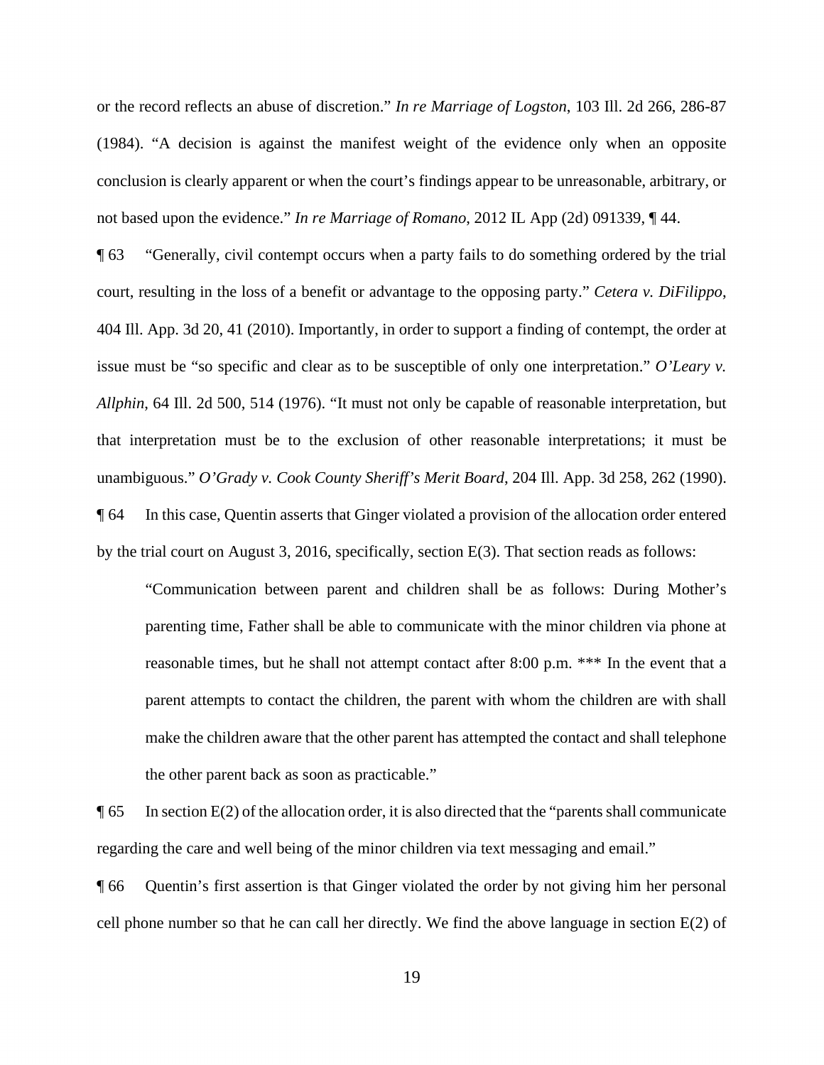or the record reflects an abuse of discretion." *In re Marriage of Logston*, 103 Ill. 2d 266, 286-87 (1984). "A decision is against the manifest weight of the evidence only when an opposite conclusion is clearly apparent or when the court's findings appear to be unreasonable, arbitrary, or not based upon the evidence." *In re Marriage of Romano*, 2012 IL App (2d) 091339, ¶ 44.

¶ 63 "Generally, civil contempt occurs when a party fails to do something ordered by the trial court, resulting in the loss of a benefit or advantage to the opposing party." *Cetera v. DiFilippo*, 404 Ill. App. 3d 20, 41 (2010). Importantly, in order to support a finding of contempt, the order at issue must be "so specific and clear as to be susceptible of only one interpretation." *O'Leary v. Allphin*, 64 Ill. 2d 500, 514 (1976). "It must not only be capable of reasonable interpretation, but that interpretation must be to the exclusion of other reasonable interpretations; it must be unambiguous." *O'Grady v. Cook County Sheriff's Merit Board*, 204 Ill. App. 3d 258, 262 (1990).

¶ 64 In this case, Quentin asserts that Ginger violated a provision of the allocation order entered by the trial court on August 3, 2016, specifically, section E(3). That section reads as follows:

> "Communication between parent and children shall be as follows: During Mother's parenting time, Father shall be able to communicate with the minor children via phone at reasonable times, but he shall not attempt contact after 8:00 p.m. *** In the event that a parent attempts to contact the children, the parent with whom the children are with shall make the children aware that the other parent has attempted the contact and shall telephone the other parent back as soon as practicable."

¶ 65 In section E(2) of the allocation order, it is also directed that the "parents shall communicate regarding the care and well being of the minor children via text messaging and email."

¶ 66 Quentin's first assertion is that Ginger violated the order by not giving him her personal cell phone number so that he can call her directly. We find the above language in section E(2) of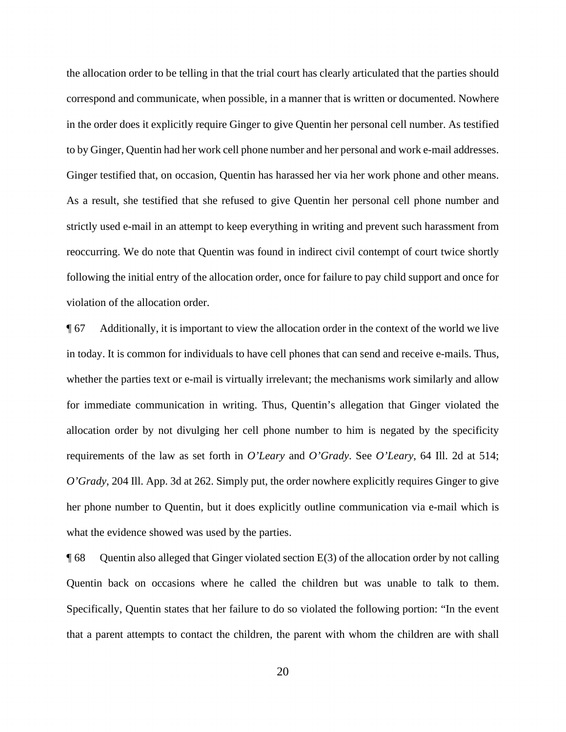the allocation order to be telling in that the trial court has clearly articulated that the parties should correspond and communicate, when possible, in a manner that is written or documented. Nowhere in the order does it explicitly require Ginger to give Quentin her personal cell number. As testified to by Ginger, Quentin had her work cell phone number and her personal and work e-mail addresses. Ginger testified that, on occasion, Quentin has harassed her via her work phone and other means. As a result, she testified that she refused to give Quentin her personal cell phone number and strictly used e-mail in an attempt to keep everything in writing and prevent such harassment from reoccurring. We do note that Quentin was found in indirect civil contempt of court twice shortly following the initial entry of the allocation order, once for failure to pay child support and once for violation of the allocation order.

¶ 67 Additionally, it is important to view the allocation order in the context of the world we live in today. It is common for individuals to have cell phones that can send and receive e-mails. Thus, whether the parties text or e-mail is virtually irrelevant; the mechanisms work similarly and allow for immediate communication in writing. Thus, Quentin's allegation that Ginger violated the allocation order by not divulging her cell phone number to him is negated by the specificity requirements of the law as set forth in *O'Leary* and *O'Grady*. See *O'Leary*, 64 Ill. 2d at 514; *O'Grady*, 204 Ill. App. 3d at 262. Simply put, the order nowhere explicitly requires Ginger to give her phone number to Quentin, but it does explicitly outline communication via e-mail which is what the evidence showed was used by the parties.

¶ 68 Quentin also alleged that Ginger violated section E(3) of the allocation order by not calling Quentin back on occasions where he called the children but was unable to talk to them. Specifically, Quentin states that her failure to do so violated the following portion: "In the event that a parent attempts to contact the children, the parent with whom the children are with shall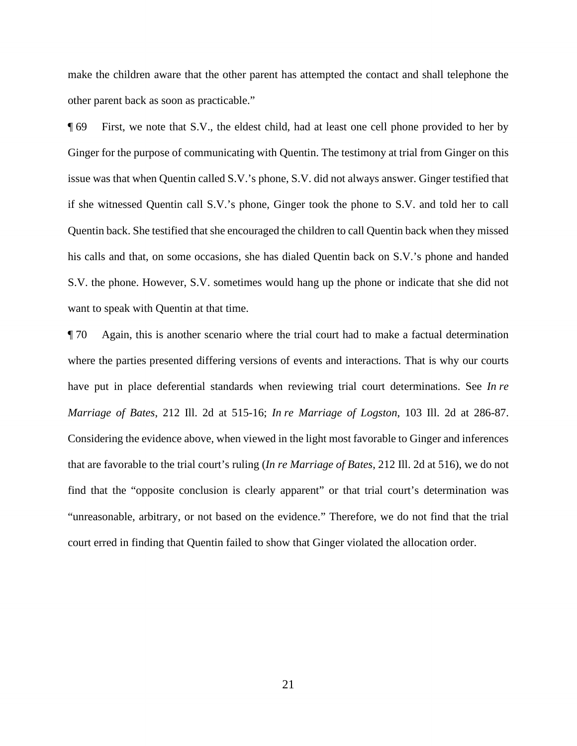make the children aware that the other parent has attempted the contact and shall telephone the other parent back as soon as practicable."

¶ 69 First, we note that S.V., the eldest child, had at least one cell phone provided to her by Ginger for the purpose of communicating with Quentin. The testimony at trial from Ginger on this issue was that when Quentin called S.V.'s phone, S.V. did not always answer. Ginger testified that if she witnessed Quentin call S.V.'s phone, Ginger took the phone to S.V. and told her to call Quentin back. She testified that she encouraged the children to call Quentin back when they missed his calls and that, on some occasions, she has dialed Quentin back on S.V.'s phone and handed S.V. the phone. However, S.V. sometimes would hang up the phone or indicate that she did not want to speak with Quentin at that time.

¶ 70 Again, this is another scenario where the trial court had to make a factual determination where the parties presented differing versions of events and interactions. That is why our courts have put in place deferential standards when reviewing trial court determinations. See *In re Marriage of Bates*, 212 Ill. 2d at 515-16; *In re Marriage of Logston*, 103 Ill. 2d at 286-87. Considering the evidence above, when viewed in the light most favorable to Ginger and inferences that are favorable to the trial court's ruling (*In re Marriage of Bates*, 212 Ill. 2d at 516), we do not find that the "opposite conclusion is clearly apparent" or that trial court's determination was "unreasonable, arbitrary, or not based on the evidence." Therefore, we do not find that the trial court erred in finding that Quentin failed to show that Ginger violated the allocation order.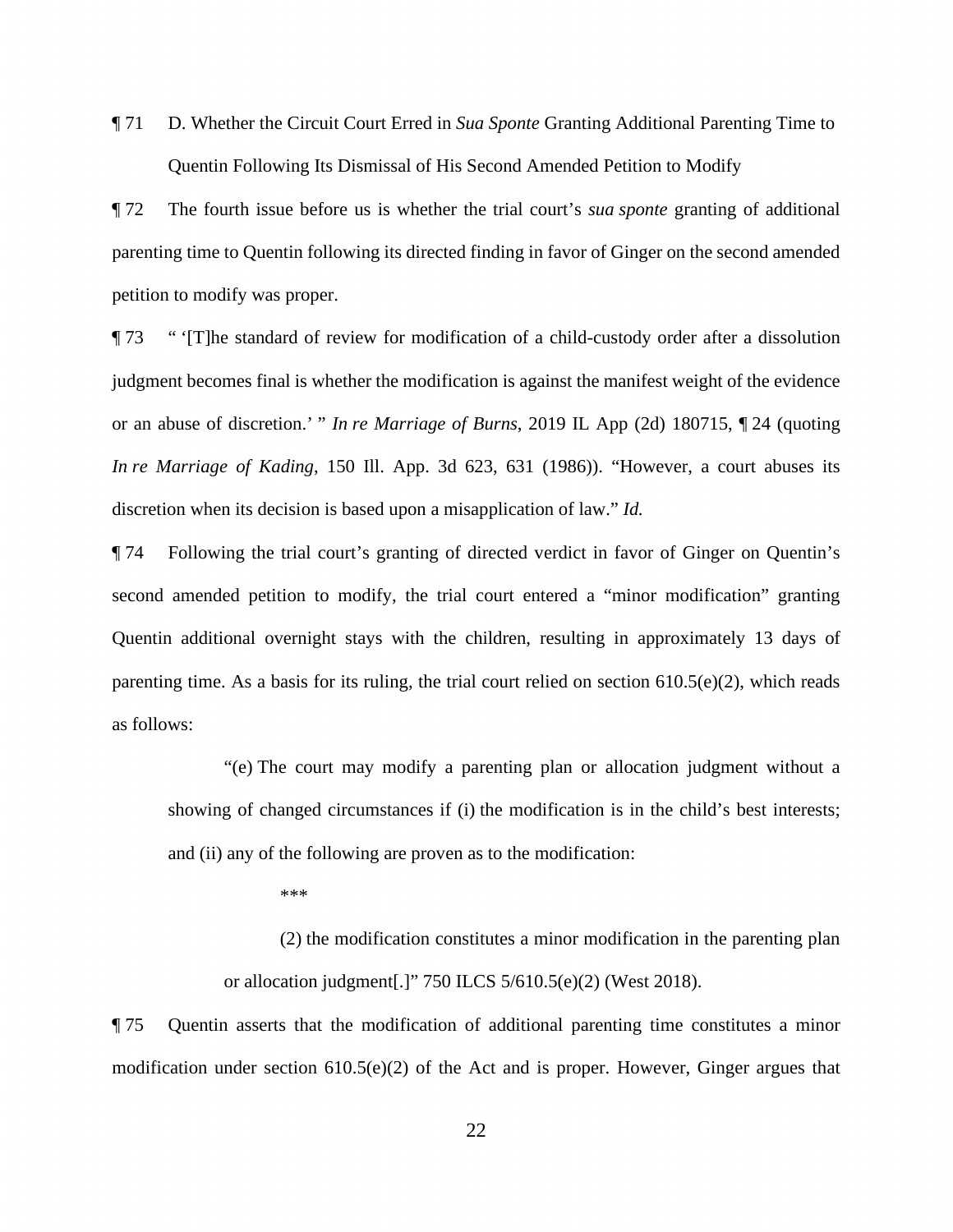¶ 71 D. Whether the Circuit Court Erred in *Sua Sponte* Granting Additional Parenting Time to Quentin Following Its Dismissal of His Second Amended Petition to Modify

¶ 72 The fourth issue before us is whether the trial court's *sua sponte* granting of additional parenting time to Quentin following its directed finding in favor of Ginger on the second amended petition to modify was proper.

¶ 73 " '[T]he standard of review for modification of a child-custody order after a dissolution judgment becomes final is whether the modification is against the manifest weight of the evidence or an abuse of discretion.' " *In re Marriage of Burns*, 2019 IL App (2d) 180715, ¶ 24 (quoting *In re Marriage of Kading*, 150 Ill. App. 3d 623, 631 (1986)). "However, a court abuses its discretion when its decision is based upon a misapplication of law." *Id.*

¶ 74 Following the trial court's granting of directed verdict in favor of Ginger on Quentin's second amended petition to modify, the trial court entered a "minor modification" granting Quentin additional overnight stays with the children, resulting in approximately 13 days of parenting time. As a basis for its ruling, the trial court relied on section 610.5(e)(2), which reads as follows:

> "(e) The court may modify a parenting plan or allocation judgment without a showing of changed circumstances if (i) the modification is in the child's best interests; and (ii) any of the following are proven as to the modification:
>
> \*\*\*
>
> (2) the modification constitutes a minor modification in the parenting plan or allocation judgment[.]" 750 ILCS 5/610.5(e)(2) (West 2018).

¶ 75 Quentin asserts that the modification of additional parenting time constitutes a minor modification under section 610.5(e)(2) of the Act and is proper. However, Ginger argues that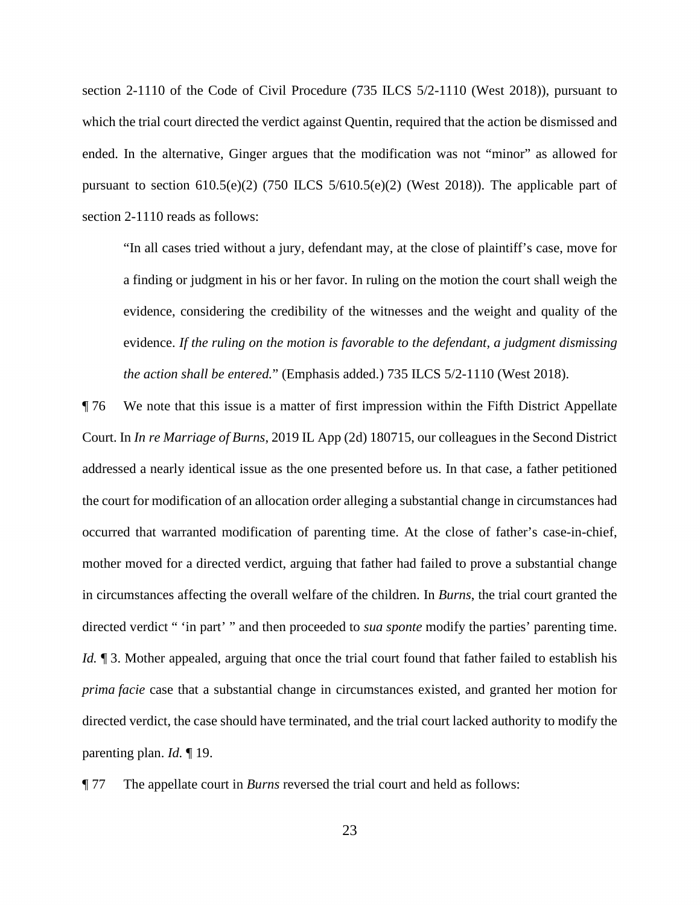section 2-1110 of the Code of Civil Procedure (735 ILCS 5/2-1110 (West 2018)), pursuant to which the trial court directed the verdict against Quentin, required that the action be dismissed and ended. In the alternative, Ginger argues that the modification was not "minor" as allowed for pursuant to section 610.5(e)(2) (750 ILCS 5/610.5(e)(2) (West 2018)). The applicable part of section 2-1110 reads as follows:

> "In all cases tried without a jury, defendant may, at the close of plaintiff's case, move for a finding or judgment in his or her favor. In ruling on the motion the court shall weigh the evidence, considering the credibility of the witnesses and the weight and quality of the evidence. *If the ruling on the motion is favorable to the defendant, a judgment dismissing the action shall be entered.*" (Emphasis added.) 735 ILCS 5/2-1110 (West 2018).

¶ 76 We note that this issue is a matter of first impression within the Fifth District Appellate Court. In *In re Marriage of Burns*, 2019 IL App (2d) 180715, our colleagues in the Second District addressed a nearly identical issue as the one presented before us. In that case, a father petitioned the court for modification of an allocation order alleging a substantial change in circumstances had occurred that warranted modification of parenting time. At the close of father's case-in-chief, mother moved for a directed verdict, arguing that father had failed to prove a substantial change in circumstances affecting the overall welfare of the children. In *Burns*, the trial court granted the directed verdict " 'in part' " and then proceeded to *sua sponte* modify the parties' parenting time. *Id.* ¶ 3. Mother appealed, arguing that once the trial court found that father failed to establish his *prima facie* case that a substantial change in circumstances existed, and granted her motion for directed verdict, the case should have terminated, and the trial court lacked authority to modify the parenting plan. *Id.* ¶ 19.

¶ 77 The appellate court in *Burns* reversed the trial court and held as follows: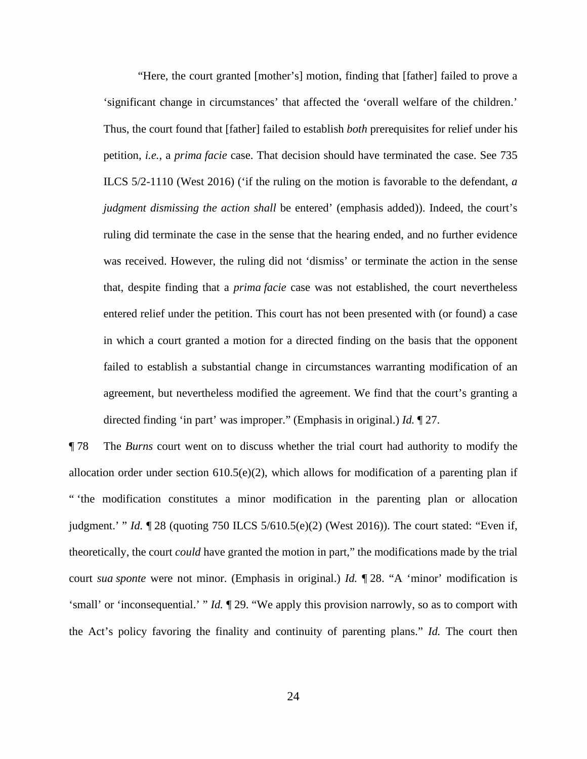> "Here, the court granted [mother's] motion, finding that [father] failed to prove a 'significant change in circumstances' that affected the 'overall welfare of the children.' Thus, the court found that [father] failed to establish *both* prerequisites for relief under his petition, *i.e.*, a *prima facie* case. That decision should have terminated the case. See 735 ILCS 5/2-1110 (West 2016) ('if the ruling on the motion is favorable to the defendant, *a judgment dismissing the action shall* be entered' (emphasis added)). Indeed, the court's ruling did terminate the case in the sense that the hearing ended, and no further evidence was received. However, the ruling did not 'dismiss' or terminate the action in the sense that, despite finding that a *prima facie* case was not established, the court nevertheless entered relief under the petition. This court has not been presented with (or found) a case in which a court granted a motion for a directed finding on the basis that the opponent failed to establish a substantial change in circumstances warranting modification of an agreement, but nevertheless modified the agreement. We find that the court's granting a directed finding 'in part' was improper." (Emphasis in original.) *Id.* ¶ 27.

¶ 78 The *Burns* court went on to discuss whether the trial court had authority to modify the allocation order under section 610.5(e)(2), which allows for modification of a parenting plan if " 'the modification constitutes a minor modification in the parenting plan or allocation judgment.' " *Id.* ¶ 28 (quoting 750 ILCS 5/610.5(e)(2) (West 2016)). The court stated: "Even if, theoretically, the court *could* have granted the motion in part," the modifications made by the trial court *sua sponte* were not minor. (Emphasis in original.) *Id.* ¶ 28. "A 'minor' modification is 'small' or 'inconsequential.' " *Id.* ¶ 29. "We apply this provision narrowly, so as to comport with the Act's policy favoring the finality and continuity of parenting plans." *Id.* The court then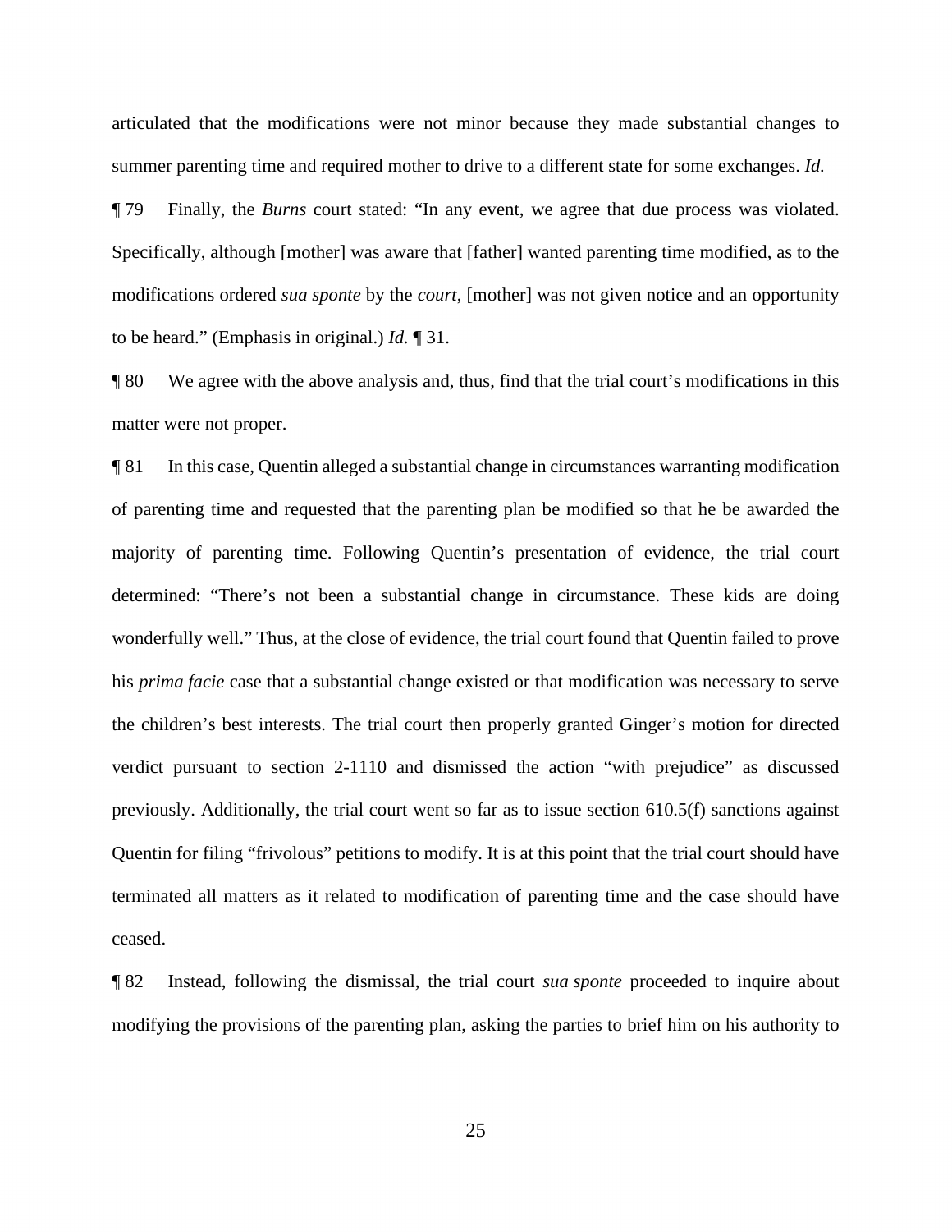articulated that the modifications were not minor because they made substantial changes to summer parenting time and required mother to drive to a different state for some exchanges. *Id.*

¶ 79 Finally, the *Burns* court stated: "In any event, we agree that due process was violated. Specifically, although [mother] was aware that [father] wanted parenting time modified, as to the modifications ordered *sua sponte* by the *court*, [mother] was not given notice and an opportunity to be heard." (Emphasis in original.) *Id.* ¶ 31.

¶ 80 We agree with the above analysis and, thus, find that the trial court's modifications in this matter were not proper.

¶ 81 In this case, Quentin alleged a substantial change in circumstances warranting modification of parenting time and requested that the parenting plan be modified so that he be awarded the majority of parenting time. Following Quentin's presentation of evidence, the trial court determined: "There's not been a substantial change in circumstance. These kids are doing wonderfully well." Thus, at the close of evidence, the trial court found that Quentin failed to prove his *prima facie* case that a substantial change existed or that modification was necessary to serve the children's best interests. The trial court then properly granted Ginger's motion for directed verdict pursuant to section 2-1110 and dismissed the action "with prejudice" as discussed previously. Additionally, the trial court went so far as to issue section 610.5(f) sanctions against Quentin for filing "frivolous" petitions to modify. It is at this point that the trial court should have terminated all matters as it related to modification of parenting time and the case should have ceased.

¶ 82 Instead, following the dismissal, the trial court *sua sponte* proceeded to inquire about modifying the provisions of the parenting plan, asking the parties to brief him on his authority to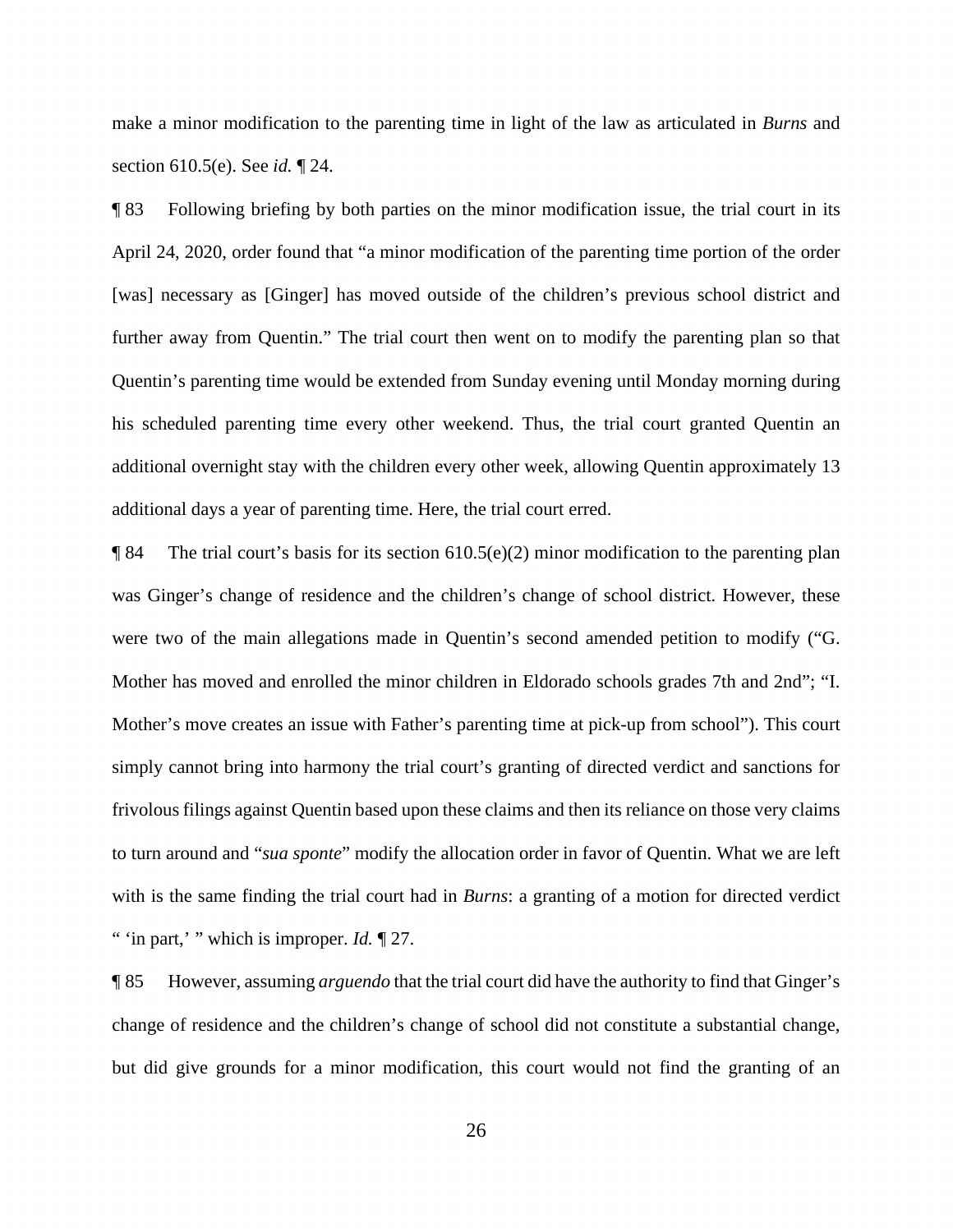make a minor modification to the parenting time in light of the law as articulated in *Burns* and section 610.5(e). See *id.* ¶ 24.

¶ 83 Following briefing by both parties on the minor modification issue, the trial court in its April 24, 2020, order found that "a minor modification of the parenting time portion of the order [was] necessary as [Ginger] has moved outside of the children's previous school district and further away from Quentin." The trial court then went on to modify the parenting plan so that Quentin's parenting time would be extended from Sunday evening until Monday morning during his scheduled parenting time every other weekend. Thus, the trial court granted Quentin an additional overnight stay with the children every other week, allowing Quentin approximately 13 additional days a year of parenting time. Here, the trial court erred.

¶ 84 The trial court's basis for its section 610.5(e)(2) minor modification to the parenting plan was Ginger's change of residence and the children's change of school district. However, these were two of the main allegations made in Quentin's second amended petition to modify ("G. Mother has moved and enrolled the minor children in Eldorado schools grades 7th and 2nd"; "I. Mother's move creates an issue with Father's parenting time at pick-up from school"). This court simply cannot bring into harmony the trial court's granting of directed verdict and sanctions for frivolous filings against Quentin based upon these claims and then its reliance on those very claims to turn around and "*sua sponte*" modify the allocation order in favor of Quentin. What we are left with is the same finding the trial court had in *Burns*: a granting of a motion for directed verdict " 'in part,' " which is improper. *Id.* ¶ 27.

¶ 85 However, assuming *arguendo* that the trial court did have the authority to find that Ginger's change of residence and the children's change of school did not constitute a substantial change, but did give grounds for a minor modification, this court would not find the granting of an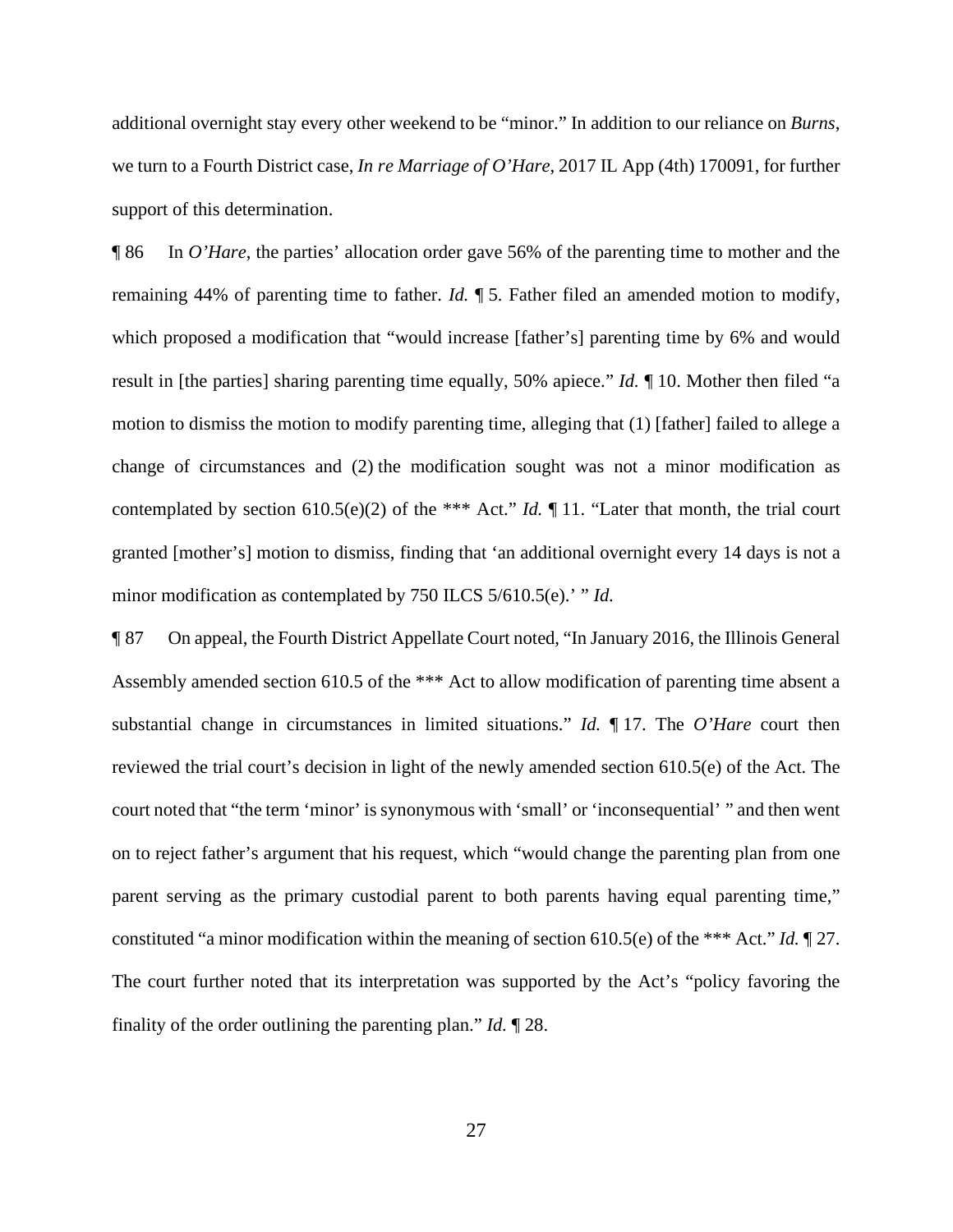additional overnight stay every other weekend to be "minor." In addition to our reliance on *Burns*, we turn to a Fourth District case, *In re Marriage of O'Hare*, 2017 IL App (4th) 170091, for further support of this determination.

¶ 86 In *O'Hare*, the parties' allocation order gave 56% of the parenting time to mother and the remaining 44% of parenting time to father. *Id.* ¶ 5. Father filed an amended motion to modify, which proposed a modification that "would increase [father's] parenting time by 6% and would result in [the parties] sharing parenting time equally, 50% apiece." *Id.* ¶ 10. Mother then filed "a motion to dismiss the motion to modify parenting time, alleging that (1) [father] failed to allege a change of circumstances and (2) the modification sought was not a minor modification as contemplated by section 610.5(e)(2) of the *** Act." *Id.* ¶ 11. "Later that month, the trial court granted [mother's] motion to dismiss, finding that 'an additional overnight every 14 days is not a minor modification as contemplated by 750 ILCS 5/610.5(e).' " *Id.*

¶ 87 On appeal, the Fourth District Appellate Court noted, "In January 2016, the Illinois General Assembly amended section 610.5 of the *** Act to allow modification of parenting time absent a substantial change in circumstances in limited situations." *Id.* ¶ 17. The *O'Hare* court then reviewed the trial court's decision in light of the newly amended section 610.5(e) of the Act. The court noted that "the term 'minor' is synonymous with 'small' or 'inconsequential' " and then went on to reject father's argument that his request, which "would change the parenting plan from one parent serving as the primary custodial parent to both parents having equal parenting time," constituted "a minor modification within the meaning of section 610.5(e) of the *** Act." *Id.* ¶ 27. The court further noted that its interpretation was supported by the Act's "policy favoring the finality of the order outlining the parenting plan." *Id.* ¶ 28.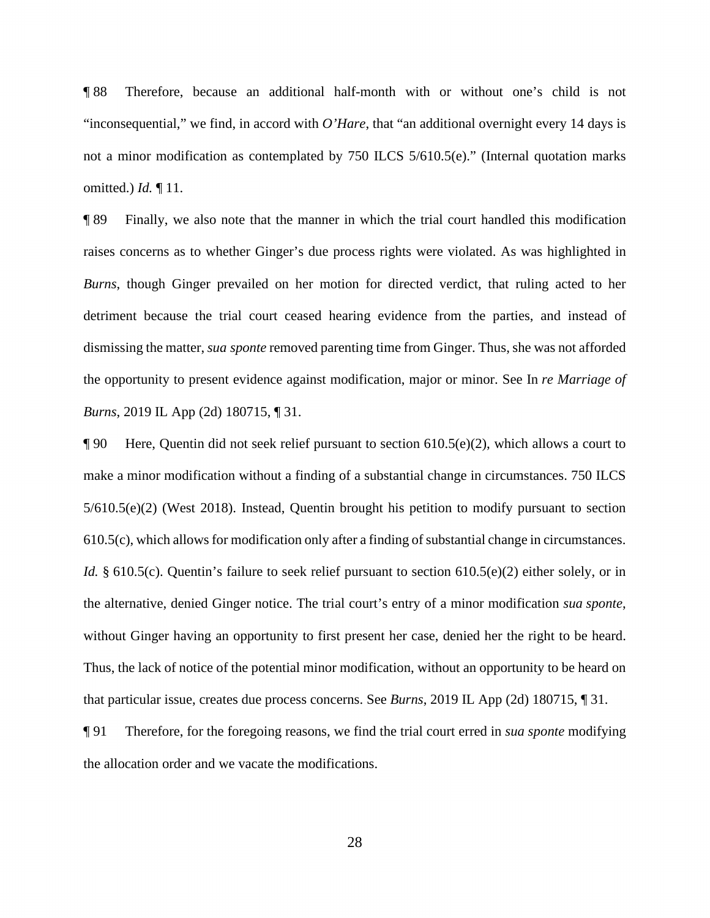¶ 88 Therefore, because an additional half-month with or without one's child is not "inconsequential," we find, in accord with *O'Hare*, that "an additional overnight every 14 days is not a minor modification as contemplated by 750 ILCS 5/610.5(e)." (Internal quotation marks omitted.) *Id.* ¶ 11.

¶ 89 Finally, we also note that the manner in which the trial court handled this modification raises concerns as to whether Ginger's due process rights were violated. As was highlighted in *Burns*, though Ginger prevailed on her motion for directed verdict, that ruling acted to her detriment because the trial court ceased hearing evidence from the parties, and instead of dismissing the matter, *sua sponte* removed parenting time from Ginger. Thus, she was not afforded the opportunity to present evidence against modification, major or minor. See In *re Marriage of Burns*, 2019 IL App (2d) 180715, ¶ 31.

¶ 90 Here, Quentin did not seek relief pursuant to section 610.5(e)(2), which allows a court to make a minor modification without a finding of a substantial change in circumstances. 750 ILCS 5/610.5(e)(2) (West 2018). Instead, Quentin brought his petition to modify pursuant to section 610.5(c), which allows for modification only after a finding of substantial change in circumstances. *Id.* § 610.5(c). Quentin's failure to seek relief pursuant to section 610.5(e)(2) either solely, or in the alternative, denied Ginger notice. The trial court's entry of a minor modification *sua sponte*, without Ginger having an opportunity to first present her case, denied her the right to be heard. Thus, the lack of notice of the potential minor modification, without an opportunity to be heard on that particular issue, creates due process concerns. See *Burns*, 2019 IL App (2d) 180715, ¶ 31.

¶ 91 Therefore, for the foregoing reasons, we find the trial court erred in *sua sponte* modifying the allocation order and we vacate the modifications.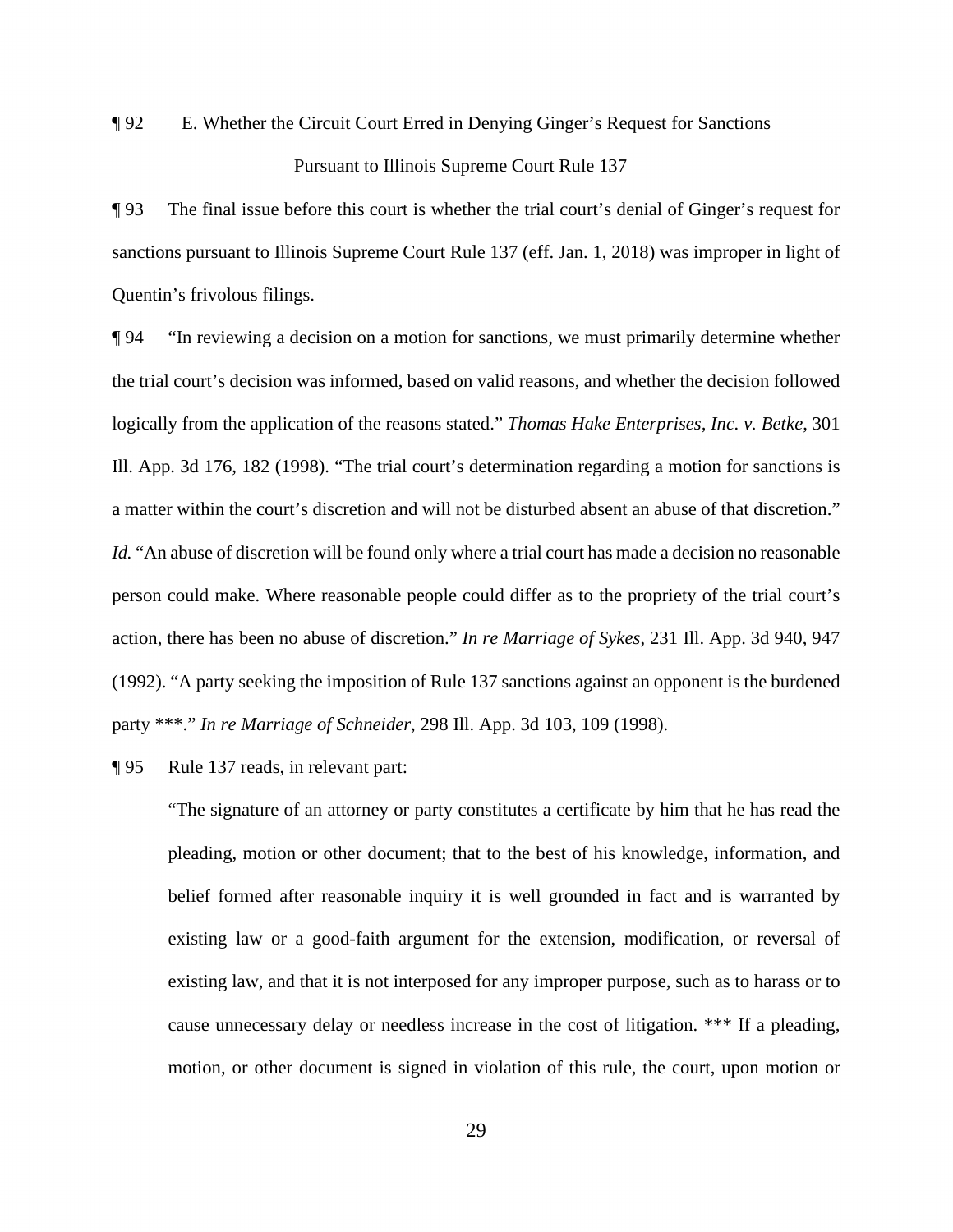¶ 92 E. Whether the Circuit Court Erred in Denying Ginger's Request for Sanctions Pursuant to Illinois Supreme Court Rule 137

¶ 93 The final issue before this court is whether the trial court's denial of Ginger's request for sanctions pursuant to Illinois Supreme Court Rule 137 (eff. Jan. 1, 2018) was improper in light of Quentin's frivolous filings.

¶ 94 "In reviewing a decision on a motion for sanctions, we must primarily determine whether the trial court's decision was informed, based on valid reasons, and whether the decision followed logically from the application of the reasons stated." *Thomas Hake Enterprises, Inc. v. Betke*, 301 Ill. App. 3d 176, 182 (1998). "The trial court's determination regarding a motion for sanctions is a matter within the court's discretion and will not be disturbed absent an abuse of that discretion." *Id.* "An abuse of discretion will be found only where a trial court has made a decision no reasonable person could make. Where reasonable people could differ as to the propriety of the trial court's action, there has been no abuse of discretion." *In re Marriage of Sykes*, 231 Ill. App. 3d 940, 947 (1992). "A party seeking the imposition of Rule 137 sanctions against an opponent is the burdened party ***." *In re Marriage of Schneider*, 298 Ill. App. 3d 103, 109 (1998).

¶ 95 Rule 137 reads, in relevant part:

> "The signature of an attorney or party constitutes a certificate by him that he has read the pleading, motion or other document; that to the best of his knowledge, information, and belief formed after reasonable inquiry it is well grounded in fact and is warranted by existing law or a good-faith argument for the extension, modification, or reversal of existing law, and that it is not interposed for any improper purpose, such as to harass or to cause unnecessary delay or needless increase in the cost of litigation. *** If a pleading, motion, or other document is signed in violation of this rule, the court, upon motion or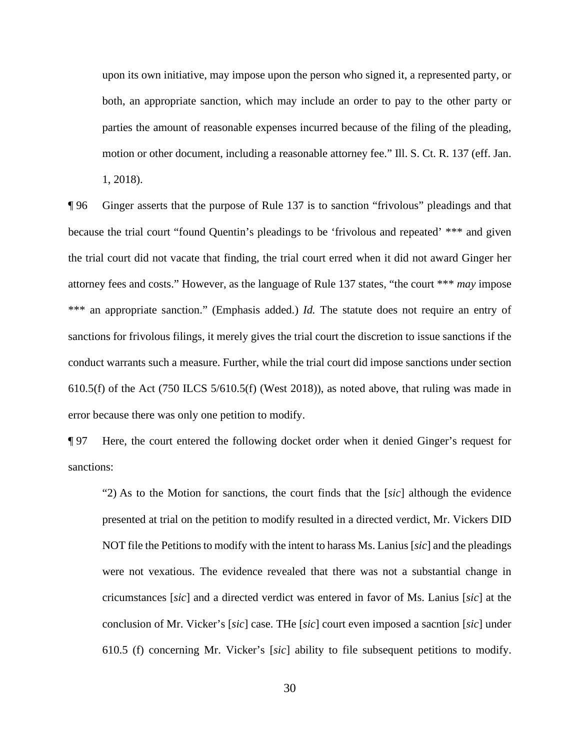upon its own initiative, may impose upon the person who signed it, a represented party, or both, an appropriate sanction, which may include an order to pay to the other party or parties the amount of reasonable expenses incurred because of the filing of the pleading, motion or other document, including a reasonable attorney fee." Ill. S. Ct. R. 137 (eff. Jan. 1, 2018).

¶ 96 Ginger asserts that the purpose of Rule 137 is to sanction "frivolous" pleadings and that because the trial court "found Quentin's pleadings to be 'frivolous and repeated' *** and given the trial court did not vacate that finding, the trial court erred when it did not award Ginger her attorney fees and costs." However, as the language of Rule 137 states, "the court *** *may* impose *** an appropriate sanction." (Emphasis added.) *Id.* The statute does not require an entry of sanctions for frivolous filings, it merely gives the trial court the discretion to issue sanctions if the conduct warrants such a measure. Further, while the trial court did impose sanctions under section 610.5(f) of the Act (750 ILCS 5/610.5(f) (West 2018)), as noted above, that ruling was made in error because there was only one petition to modify.

¶ 97 Here, the court entered the following docket order when it denied Ginger's request for sanctions:

> "2) As to the Motion for sanctions, the court finds that the [*sic*] although the evidence presented at trial on the petition to modify resulted in a directed verdict, Mr. Vickers DID NOT file the Petitions to modify with the intent to harass Ms. Lanius [*sic*] and the pleadings were not vexatious. The evidence revealed that there was not a substantial change in cricumstances [*sic*] and a directed verdict was entered in favor of Ms. Lanius [*sic*] at the conclusion of Mr. Vicker's [*sic*] case. THe [*sic*] court even imposed a sacntion [*sic*] under 610.5 (f) concerning Mr. Vicker's [*sic*] ability to file subsequent petitions to modify.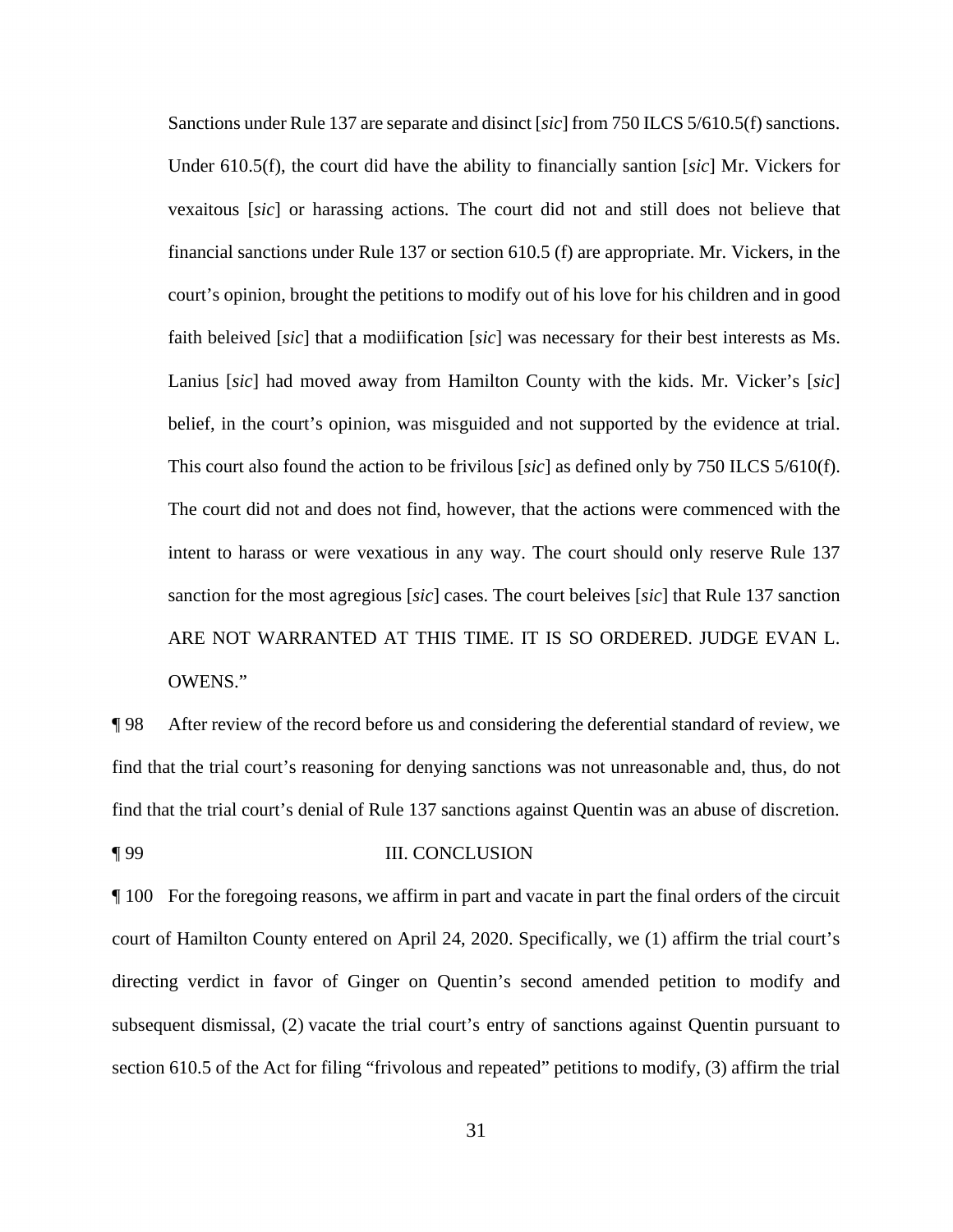Sanctions under Rule 137 are separate and disinct [*sic*] from 750 ILCS 5/610.5(f) sanctions. Under 610.5(f), the court did have the ability to financially santion [*sic*] Mr. Vickers for vexaitous [*sic*] or harassing actions. The court did not and still does not believe that financial sanctions under Rule 137 or section 610.5 (f) are appropriate. Mr. Vickers, in the court's opinion, brought the petitions to modify out of his love for his children and in good faith beleived [*sic*] that a modiification [*sic*] was necessary for their best interests as Ms. Lanius [*sic*] had moved away from Hamilton County with the kids. Mr. Vicker's [*sic*] belief, in the court's opinion, was misguided and not supported by the evidence at trial. This court also found the action to be frivilous [*sic*] as defined only by 750 ILCS 5/610(f). The court did not and does not find, however, that the actions were commenced with the intent to harass or were vexatious in any way. The court should only reserve Rule 137 sanction for the most agregious [*sic*] cases. The court beleives [*sic*] that Rule 137 sanction ARE NOT WARRANTED AT THIS TIME. IT IS SO ORDERED. JUDGE EVAN L. OWENS."

¶ 98 After review of the record before us and considering the deferential standard of review, we find that the trial court's reasoning for denying sanctions was not unreasonable and, thus, do not find that the trial court's denial of Rule 137 sanctions against Quentin was an abuse of discretion.

## ¶ 99 III. CONCLUSION

¶ 100 For the foregoing reasons, we affirm in part and vacate in part the final orders of the circuit court of Hamilton County entered on April 24, 2020. Specifically, we (1) affirm the trial court's directing verdict in favor of Ginger on Quentin's second amended petition to modify and subsequent dismissal, (2) vacate the trial court's entry of sanctions against Quentin pursuant to section 610.5 of the Act for filing "frivolous and repeated" petitions to modify, (3) affirm the trial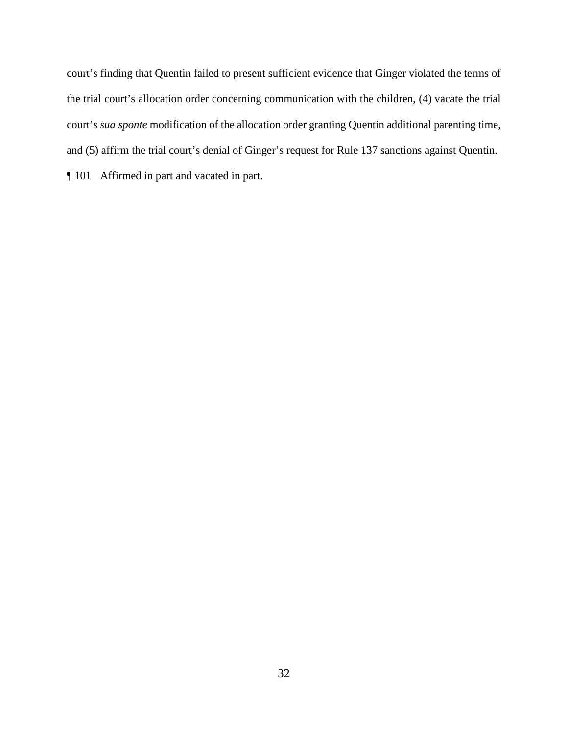court's finding that Quentin failed to present sufficient evidence that Ginger violated the terms of the trial court's allocation order concerning communication with the children, (4) vacate the trial court's *sua sponte* modification of the allocation order granting Quentin additional parenting time, and (5) affirm the trial court's denial of Ginger's request for Rule 137 sanctions against Quentin.

¶ 101 Affirmed in part and vacated in part.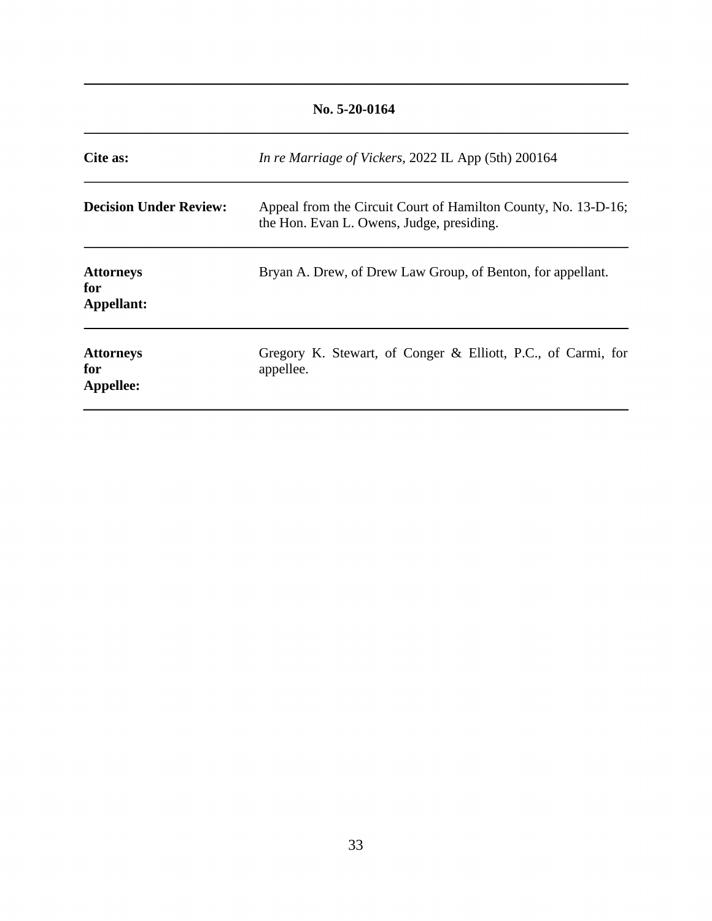**No. 5-20-0164**

| | |
|---|---|
| **Cite as:** | *In re Marriage of Vickers*, 2022 IL App (5th) 200164 |
| **Decision Under Review:** | Appeal from the Circuit Court of Hamilton County, No. 13-D-16; the Hon. Evan L. Owens, Judge, presiding. |
| **Attorneys for Appellant:** | Bryan A. Drew, of Drew Law Group, of Benton, for appellant. |
| **Attorneys for Appellee:** | Gregory K. Stewart, of Conger & Elliott, P.C., of Carmi, for appellee. |